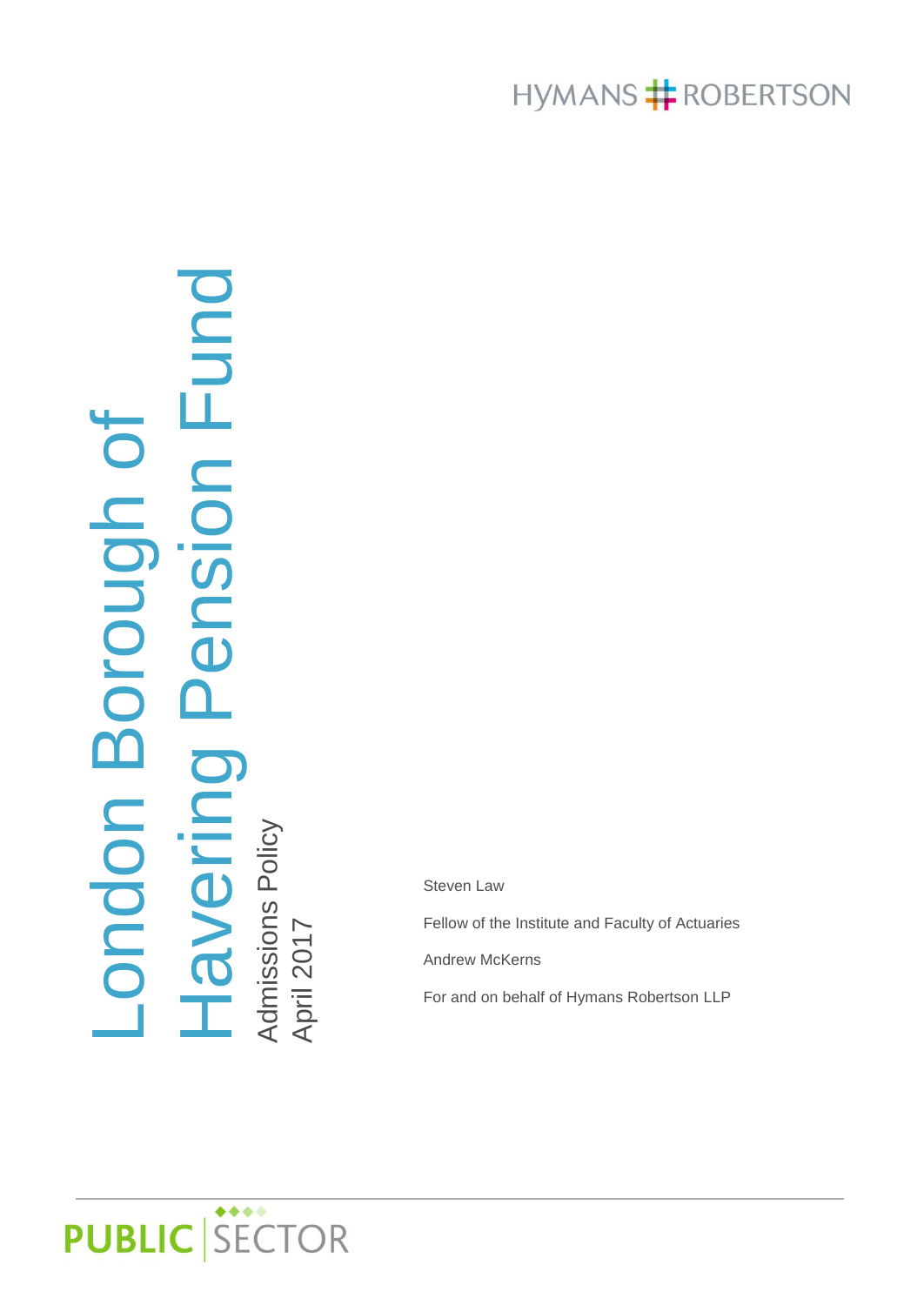HYMANS ROBERTSON

# London Borough of Havering Pension Fund

## Admissions Policy

April 2017

Steven Law

Fellow of the Institute and Faculty of Actuaries

Andrew McKerns

For and on behalf of Hymans Robertson LLP

PUBLIC SECTOR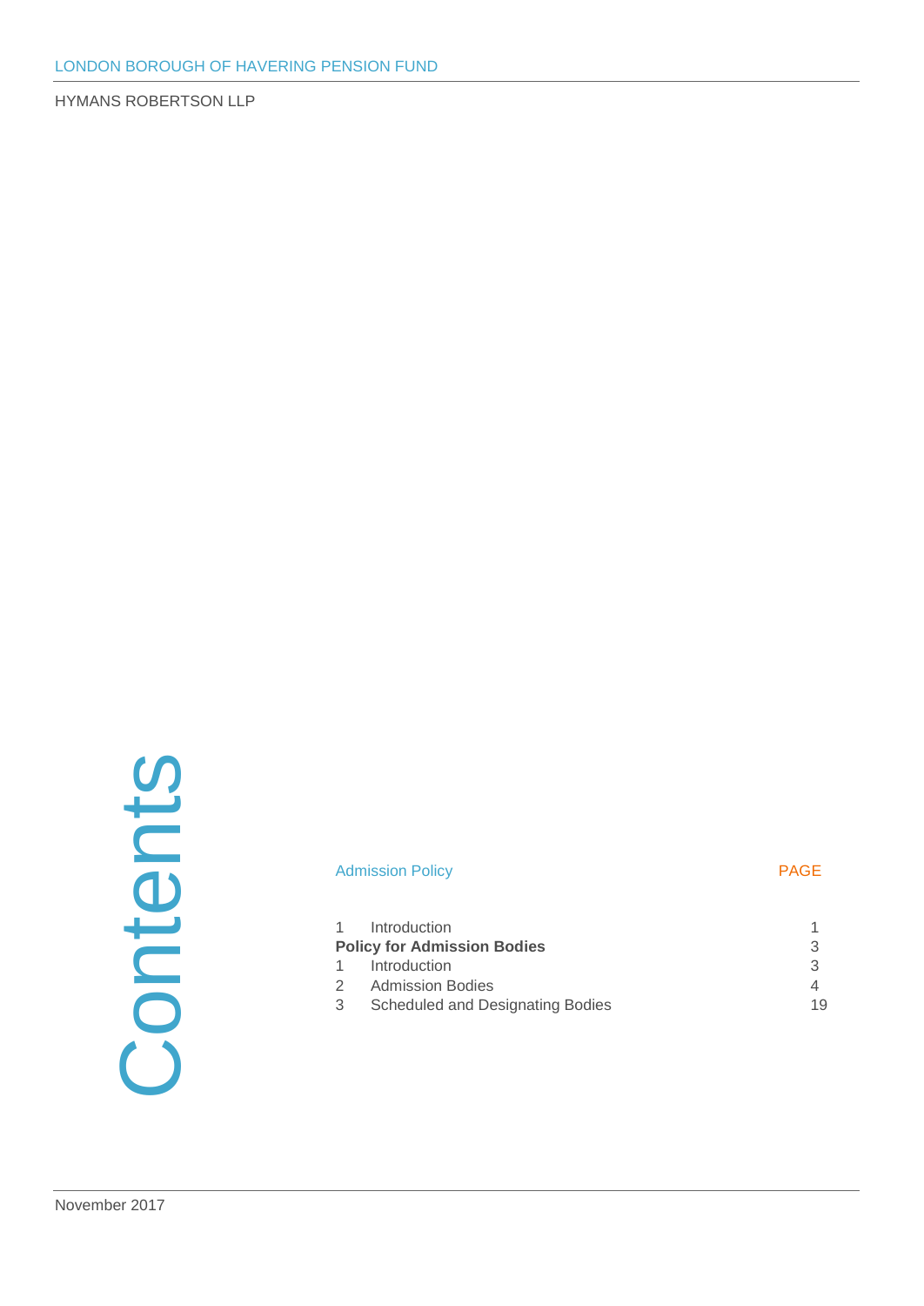# Contents

| Admission Policy | PAGE |
|---|---|
| 1 Introduction | 1 |
| **Policy for Admission Bodies** | 3 |
| 1 Introduction | 3 |
| 2 Admission Bodies | 4 |
| 3 Scheduled and Designating Bodies | 19 |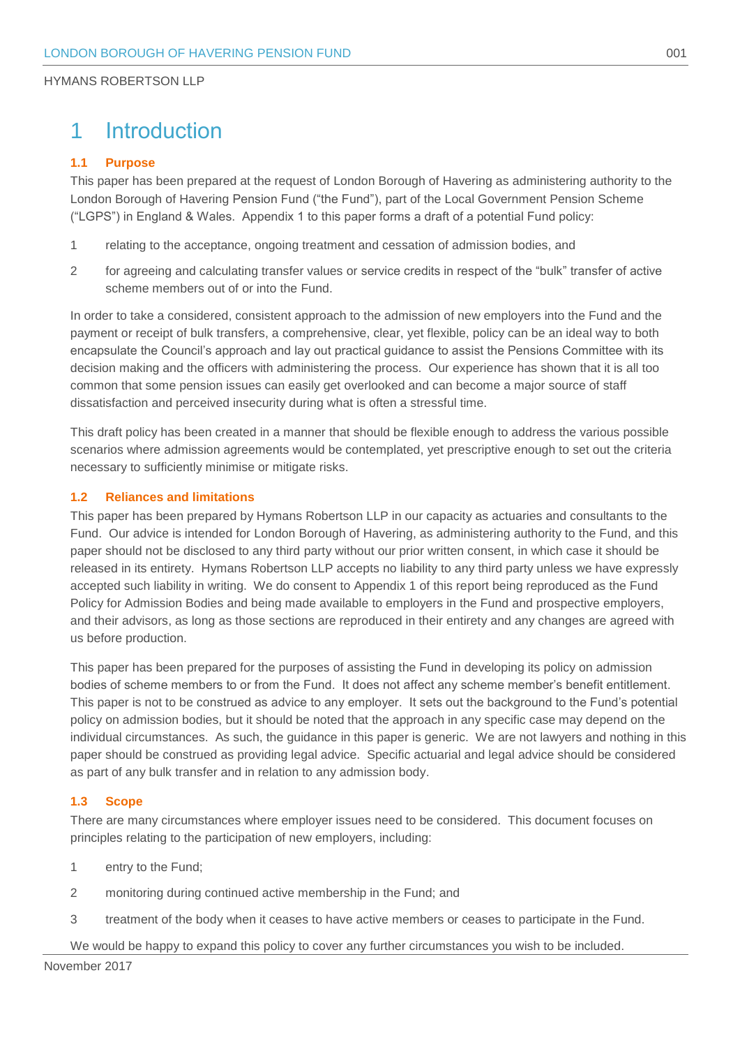# 1 Introduction

### 1.1 Purpose

This paper has been prepared at the request of London Borough of Havering as administering authority to the London Borough of Havering Pension Fund ("the Fund"), part of the Local Government Pension Scheme ("LGPS") in England & Wales. Appendix 1 to this paper forms a draft of a potential Fund policy:

1. relating to the acceptance, ongoing treatment and cessation of admission bodies, and
2. for agreeing and calculating transfer values or service credits in respect of the "bulk" transfer of active scheme members out of or into the Fund.

In order to take a considered, consistent approach to the admission of new employers into the Fund and the payment or receipt of bulk transfers, a comprehensive, clear, yet flexible, policy can be an ideal way to both encapsulate the Council's approach and lay out practical guidance to assist the Pensions Committee with its decision making and the officers with administering the process. Our experience has shown that it is all too common that some pension issues can easily get overlooked and can become a major source of staff dissatisfaction and perceived insecurity during what is often a stressful time.

This draft policy has been created in a manner that should be flexible enough to address the various possible scenarios where admission agreements would be contemplated, yet prescriptive enough to set out the criteria necessary to sufficiently minimise or mitigate risks.

### 1.2 Reliances and limitations

This paper has been prepared by Hymans Robertson LLP in our capacity as actuaries and consultants to the Fund. Our advice is intended for London Borough of Havering, as administering authority to the Fund, and this paper should not be disclosed to any third party without our prior written consent, in which case it should be released in its entirety. Hymans Robertson LLP accepts no liability to any third party unless we have expressly accepted such liability in writing. We do consent to Appendix 1 of this report being reproduced as the Fund Policy for Admission Bodies and being made available to employers in the Fund and prospective employers, and their advisors, as long as those sections are reproduced in their entirety and any changes are agreed with us before production.

This paper has been prepared for the purposes of assisting the Fund in developing its policy on admission bodies of scheme members to or from the Fund. It does not affect any scheme member's benefit entitlement. This paper is not to be construed as advice to any employer. It sets out the background to the Fund's potential policy on admission bodies, but it should be noted that the approach in any specific case may depend on the individual circumstances. As such, the guidance in this paper is generic. We are not lawyers and nothing in this paper should be construed as providing legal advice. Specific actuarial and legal advice should be considered as part of any bulk transfer and in relation to any admission body.

### 1.3 Scope

There are many circumstances where employer issues need to be considered. This document focuses on principles relating to the participation of new employers, including:

1. entry to the Fund;
2. monitoring during continued active membership in the Fund; and
3. treatment of the body when it ceases to have active members or ceases to participate in the Fund.

We would be happy to expand this policy to cover any further circumstances you wish to be included.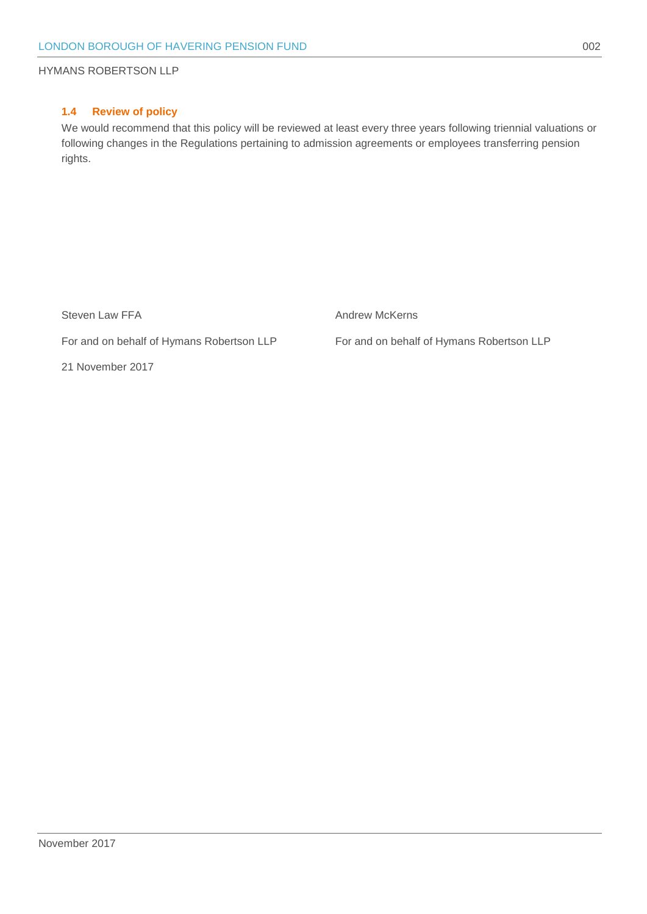### 1.4 Review of policy

We would recommend that this policy will be reviewed at least every three years following triennial valuations or following changes in the Regulations pertaining to admission agreements or employees transferring pension rights.

Steven Law FFA

For and on behalf of Hymans Robertson LLP

21 November 2017

Andrew McKerns

For and on behalf of Hymans Robertson LLP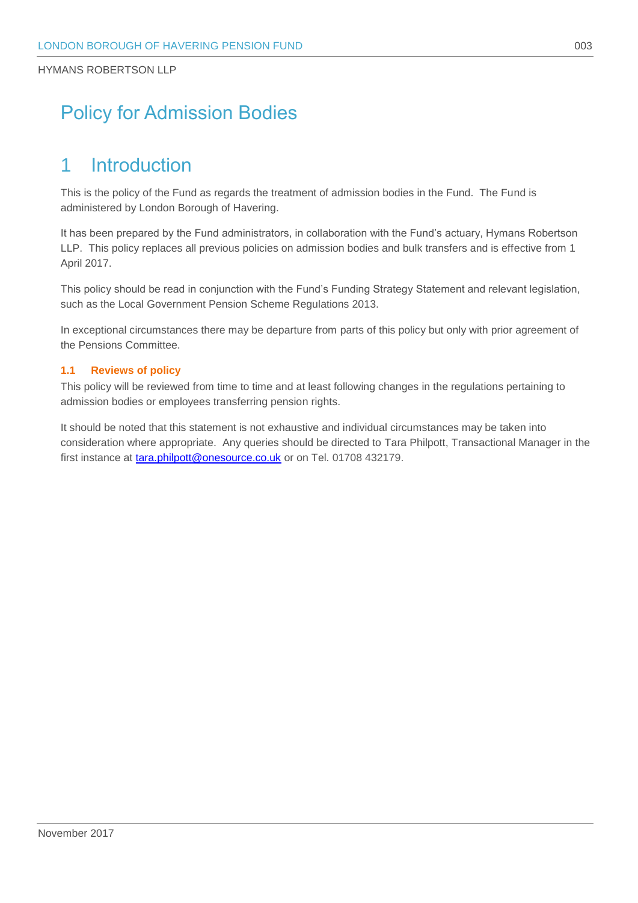# Policy for Admission Bodies

## 1 Introduction

This is the policy of the Fund as regards the treatment of admission bodies in the Fund. The Fund is administered by London Borough of Havering.

It has been prepared by the Fund administrators, in collaboration with the Fund's actuary, Hymans Robertson LLP. This policy replaces all previous policies on admission bodies and bulk transfers and is effective from 1 April 2017.

This policy should be read in conjunction with the Fund's Funding Strategy Statement and relevant legislation, such as the Local Government Pension Scheme Regulations 2013.

In exceptional circumstances there may be departure from parts of this policy but only with prior agreement of the Pensions Committee.

### 1.1 Reviews of policy

This policy will be reviewed from time to time and at least following changes in the regulations pertaining to admission bodies or employees transferring pension rights.

It should be noted that this statement is not exhaustive and individual circumstances may be taken into consideration where appropriate. Any queries should be directed to Tara Philpott, Transactional Manager in the first instance at tara.philpott@onesource.co.uk or on Tel. 01708 432179.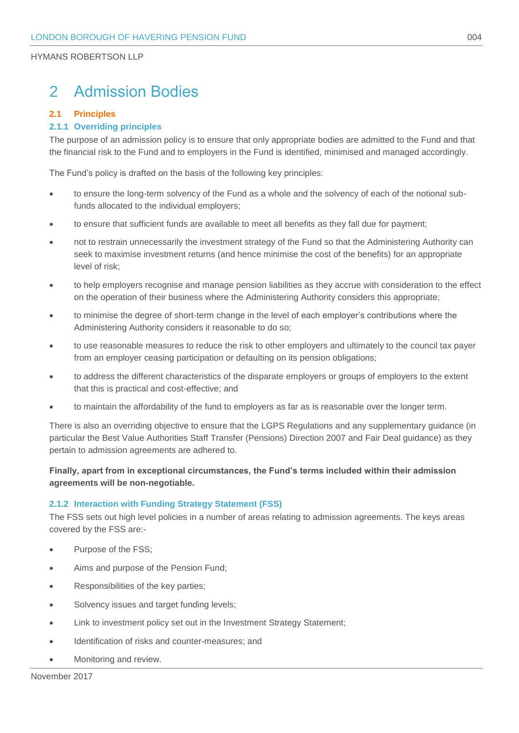# 2 Admission Bodies

## 2.1 Principles

### 2.1.1 Overriding principles

The purpose of an admission policy is to ensure that only appropriate bodies are admitted to the Fund and that the financial risk to the Fund and to employers in the Fund is identified, minimised and managed accordingly.

The Fund's policy is drafted on the basis of the following key principles:

- to ensure the long-term solvency of the Fund as a whole and the solvency of each of the notional sub-funds allocated to the individual employers;
- to ensure that sufficient funds are available to meet all benefits as they fall due for payment;
- not to restrain unnecessarily the investment strategy of the Fund so that the Administering Authority can seek to maximise investment returns (and hence minimise the cost of the benefits) for an appropriate level of risk;
- to help employers recognise and manage pension liabilities as they accrue with consideration to the effect on the operation of their business where the Administering Authority considers this appropriate;
- to minimise the degree of short-term change in the level of each employer's contributions where the Administering Authority considers it reasonable to do so;
- to use reasonable measures to reduce the risk to other employers and ultimately to the council tax payer from an employer ceasing participation or defaulting on its pension obligations;
- to address the different characteristics of the disparate employers or groups of employers to the extent that this is practical and cost-effective; and
- to maintain the affordability of the fund to employers as far as is reasonable over the longer term.

There is also an overriding objective to ensure that the LGPS Regulations and any supplementary guidance (in particular the Best Value Authorities Staff Transfer (Pensions) Direction 2007 and Fair Deal guidance) as they pertain to admission agreements are adhered to.

**Finally, apart from in exceptional circumstances, the Fund's terms included within their admission agreements will be non-negotiable.**

### 2.1.2 Interaction with Funding Strategy Statement (FSS)

The FSS sets out high level policies in a number of areas relating to admission agreements. The keys areas covered by the FSS are:-

- Purpose of the FSS;
- Aims and purpose of the Pension Fund;
- Responsibilities of the key parties;
- Solvency issues and target funding levels;
- Link to investment policy set out in the Investment Strategy Statement;
- Identification of risks and counter-measures; and
- Monitoring and review.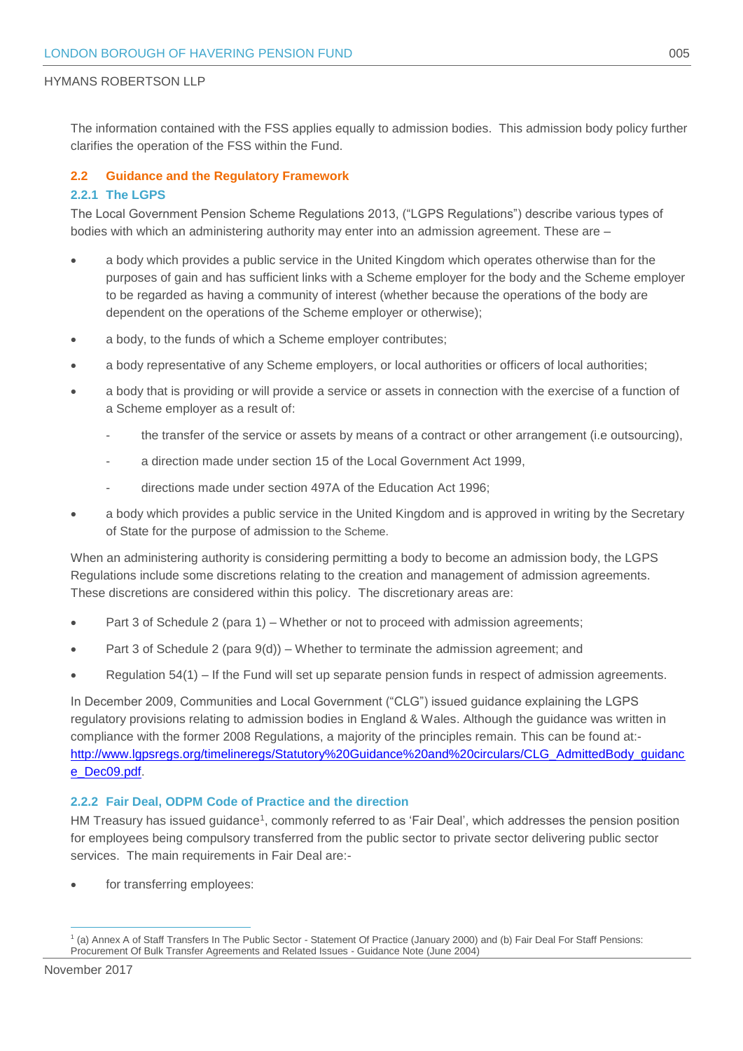The information contained with the FSS applies equally to admission bodies. This admission body policy further clarifies the operation of the FSS within the Fund.

## 2.2 Guidance and the Regulatory Framework

### 2.2.1 The LGPS

The Local Government Pension Scheme Regulations 2013, ("LGPS Regulations") describe various types of bodies with which an administering authority may enter into an admission agreement. These are –

- a body which provides a public service in the United Kingdom which operates otherwise than for the purposes of gain and has sufficient links with a Scheme employer for the body and the Scheme employer to be regarded as having a community of interest (whether because the operations of the body are dependent on the operations of the Scheme employer or otherwise);
- a body, to the funds of which a Scheme employer contributes;
- a body representative of any Scheme employers, or local authorities or officers of local authorities;
- a body that is providing or will provide a service or assets in connection with the exercise of a function of a Scheme employer as a result of:
  - the transfer of the service or assets by means of a contract or other arrangement (i.e outsourcing),
  - a direction made under section 15 of the Local Government Act 1999,
  - directions made under section 497A of the Education Act 1996;
- a body which provides a public service in the United Kingdom and is approved in writing by the Secretary of State for the purpose of admission to the Scheme.

When an administering authority is considering permitting a body to become an admission body, the LGPS Regulations include some discretions relating to the creation and management of admission agreements. These discretions are considered within this policy. The discretionary areas are:

- Part 3 of Schedule 2 (para 1) – Whether or not to proceed with admission agreements;
- Part 3 of Schedule 2 (para 9(d)) – Whether to terminate the admission agreement; and
- Regulation 54(1) – If the Fund will set up separate pension funds in respect of admission agreements.

In December 2009, Communities and Local Government ("CLG") issued guidance explaining the LGPS regulatory provisions relating to admission bodies in England & Wales. Although the guidance was written in compliance with the former 2008 Regulations, a majority of the principles remain. This can be found at:- http://www.lgpsregs.org/timelineregs/Statutory%20Guidance%20and%20circulars/CLG_AdmittedBody_guidance_Dec09.pdf.

### 2.2.2 Fair Deal, ODPM Code of Practice and the direction

HM Treasury has issued guidance[1], commonly referred to as 'Fair Deal', which addresses the pension position for employees being compulsory transferred from the public sector to private sector delivering public sector services. The main requirements in Fair Deal are:-

- for transferring employees:

[1] (a) Annex A of Staff Transfers In The Public Sector - Statement Of Practice (January 2000) and (b) Fair Deal For Staff Pensions: Procurement Of Bulk Transfer Agreements and Related Issues - Guidance Note (June 2004)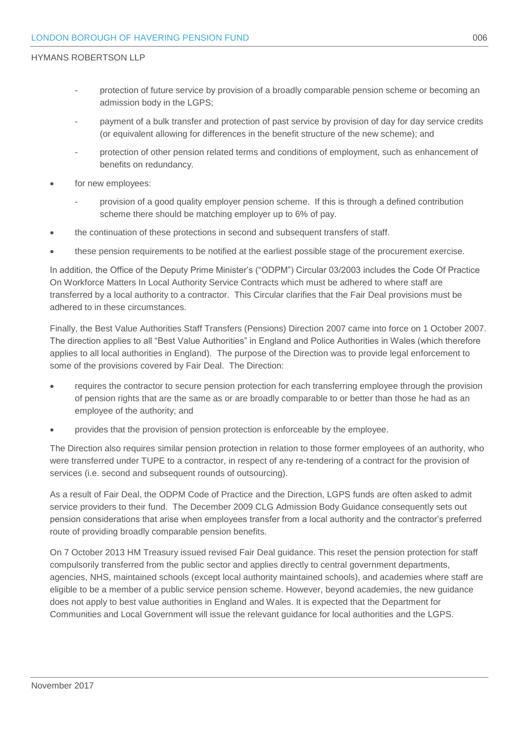- protection of future service by provision of a broadly comparable pension scheme or becoming an admission body in the LGPS;
  - payment of a bulk transfer and protection of past service by provision of day for day service credits (or equivalent allowing for differences in the benefit structure of the new scheme); and
  - protection of other pension related terms and conditions of employment, such as enhancement of benefits on redundancy.
- for new employees:
  - provision of a good quality employer pension scheme. If this is through a defined contribution scheme there should be matching employer up to 6% of pay.
- the continuation of these protections in second and subsequent transfers of staff.
- these pension requirements to be notified at the earliest possible stage of the procurement exercise.

In addition, the Office of the Deputy Prime Minister's ("ODPM") Circular 03/2003 includes the Code Of Practice On Workforce Matters In Local Authority Service Contracts which must be adhered to where staff are transferred by a local authority to a contractor. This Circular clarifies that the Fair Deal provisions must be adhered to in these circumstances.

Finally, the Best Value Authorities Staff Transfers (Pensions) Direction 2007 came into force on 1 October 2007. The direction applies to all "Best Value Authorities" in England and Police Authorities in Wales (which therefore applies to all local authorities in England). The purpose of the Direction was to provide legal enforcement to some of the provisions covered by Fair Deal. The Direction:

- requires the contractor to secure pension protection for each transferring employee through the provision of pension rights that are the same as or are broadly comparable to or better than those he had as an employee of the authority; and
- provides that the provision of pension protection is enforceable by the employee.

The Direction also requires similar pension protection in relation to those former employees of an authority, who were transferred under TUPE to a contractor, in respect of any re-tendering of a contract for the provision of services (i.e. second and subsequent rounds of outsourcing).

As a result of Fair Deal, the ODPM Code of Practice and the Direction, LGPS funds are often asked to admit service providers to their fund. The December 2009 CLG Admission Body Guidance consequently sets out pension considerations that arise when employees transfer from a local authority and the contractor's preferred route of providing broadly comparable pension benefits.

On 7 October 2013 HM Treasury issued revised Fair Deal guidance. This reset the pension protection for staff compulsorily transferred from the public sector and applies directly to central government departments, agencies, NHS, maintained schools (except local authority maintained schools), and academies where staff are eligible to be a member of a public service pension scheme. However, beyond academies, the new guidance does not apply to best value authorities in England and Wales. It is expected that the Department for Communities and Local Government will issue the relevant guidance for local authorities and the LGPS.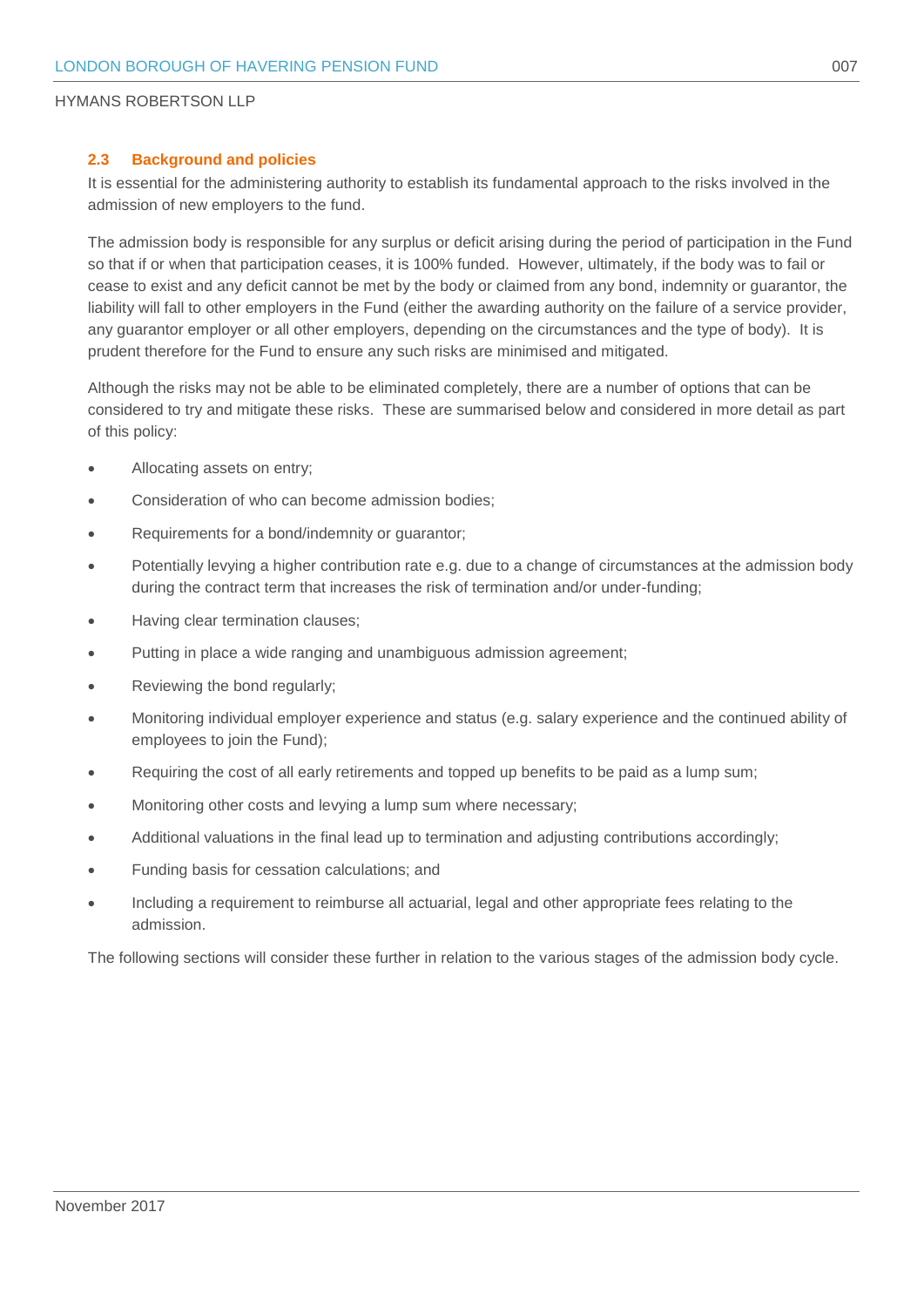### 2.3 Background and policies

It is essential for the administering authority to establish its fundamental approach to the risks involved in the admission of new employers to the fund.

The admission body is responsible for any surplus or deficit arising during the period of participation in the Fund so that if or when that participation ceases, it is 100% funded. However, ultimately, if the body was to fail or cease to exist and any deficit cannot be met by the body or claimed from any bond, indemnity or guarantor, the liability will fall to other employers in the Fund (either the awarding authority on the failure of a service provider, any guarantor employer or all other employers, depending on the circumstances and the type of body). It is prudent therefore for the Fund to ensure any such risks are minimised and mitigated.

Although the risks may not be able to be eliminated completely, there are a number of options that can be considered to try and mitigate these risks. These are summarised below and considered in more detail as part of this policy:

- Allocating assets on entry;
- Consideration of who can become admission bodies;
- Requirements for a bond/indemnity or guarantor;
- Potentially levying a higher contribution rate e.g. due to a change of circumstances at the admission body during the contract term that increases the risk of termination and/or under-funding;
- Having clear termination clauses;
- Putting in place a wide ranging and unambiguous admission agreement;
- Reviewing the bond regularly;
- Monitoring individual employer experience and status (e.g. salary experience and the continued ability of employees to join the Fund);
- Requiring the cost of all early retirements and topped up benefits to be paid as a lump sum;
- Monitoring other costs and levying a lump sum where necessary;
- Additional valuations in the final lead up to termination and adjusting contributions accordingly;
- Funding basis for cessation calculations; and
- Including a requirement to reimburse all actuarial, legal and other appropriate fees relating to the admission.

The following sections will consider these further in relation to the various stages of the admission body cycle.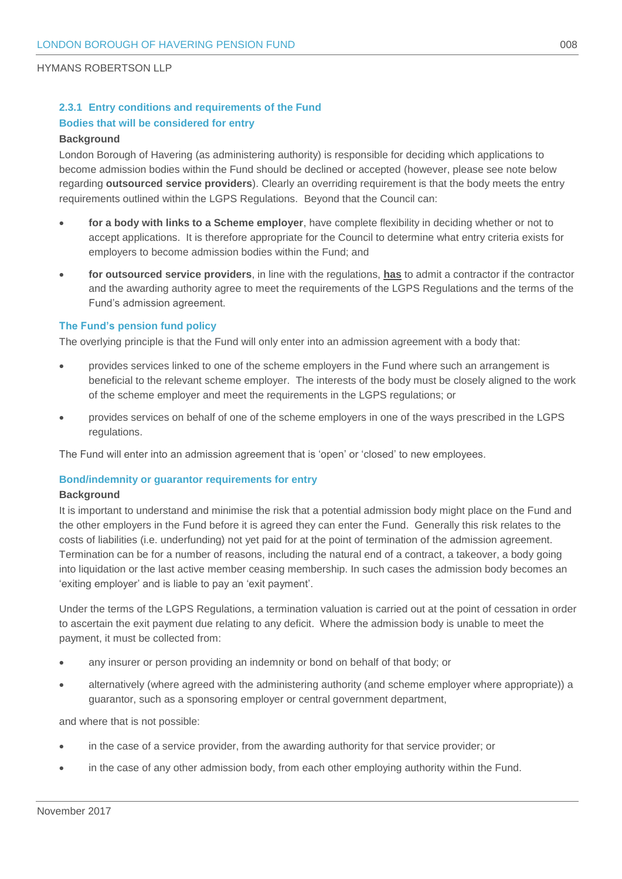### 2.3.1 Entry conditions and requirements of the Fund

#### Bodies that will be considered for entry

**Background**

London Borough of Havering (as administering authority) is responsible for deciding which applications to become admission bodies within the Fund should be declined or accepted (however, please see note below regarding **outsourced service providers**). Clearly an overriding requirement is that the body meets the entry requirements outlined within the LGPS Regulations. Beyond that the Council can:

- **for a body with links to a Scheme employer**, have complete flexibility in deciding whether or not to accept applications. It is therefore appropriate for the Council to determine what entry criteria exists for employers to become admission bodies within the Fund; and
- **for outsourced service providers**, in line with the regulations, **has** to admit a contractor if the contractor and the awarding authority agree to meet the requirements of the LGPS Regulations and the terms of the Fund's admission agreement.

#### The Fund's pension fund policy

The overlying principle is that the Fund will only enter into an admission agreement with a body that:

- provides services linked to one of the scheme employers in the Fund where such an arrangement is beneficial to the relevant scheme employer. The interests of the body must be closely aligned to the work of the scheme employer and meet the requirements in the LGPS regulations; or
- provides services on behalf of one of the scheme employers in one of the ways prescribed in the LGPS regulations.

The Fund will enter into an admission agreement that is 'open' or 'closed' to new employees.

#### Bond/indemnity or guarantor requirements for entry

**Background**

It is important to understand and minimise the risk that a potential admission body might place on the Fund and the other employers in the Fund before it is agreed they can enter the Fund. Generally this risk relates to the costs of liabilities (i.e. underfunding) not yet paid for at the point of termination of the admission agreement. Termination can be for a number of reasons, including the natural end of a contract, a takeover, a body going into liquidation or the last active member ceasing membership. In such cases the admission body becomes an 'exiting employer' and is liable to pay an 'exit payment'.

Under the terms of the LGPS Regulations, a termination valuation is carried out at the point of cessation in order to ascertain the exit payment due relating to any deficit. Where the admission body is unable to meet the payment, it must be collected from:

- any insurer or person providing an indemnity or bond on behalf of that body; or
- alternatively (where agreed with the administering authority (and scheme employer where appropriate)) a guarantor, such as a sponsoring employer or central government department,

and where that is not possible:

- in the case of a service provider, from the awarding authority for that service provider; or
- in the case of any other admission body, from each other employing authority within the Fund.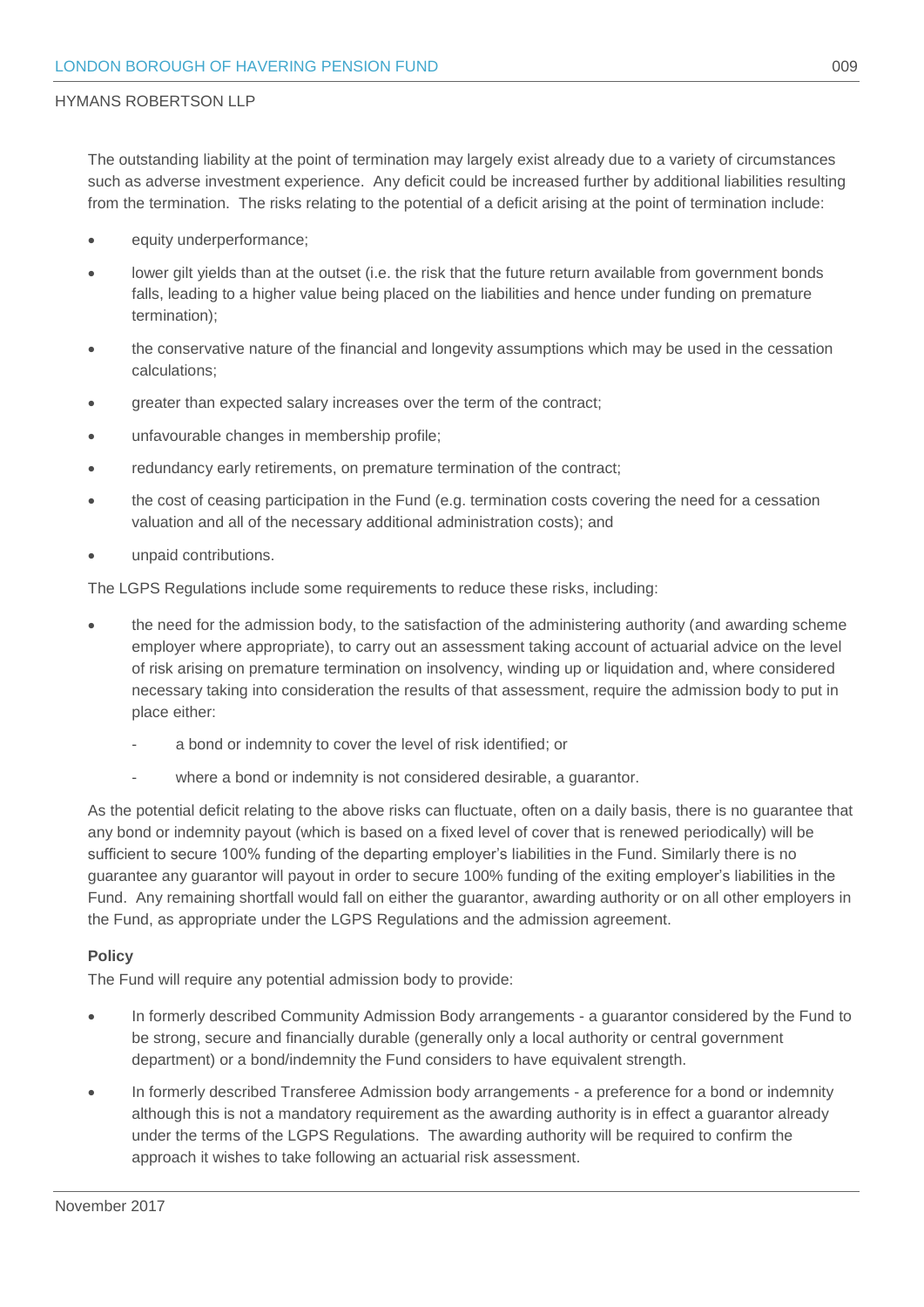The outstanding liability at the point of termination may largely exist already due to a variety of circumstances such as adverse investment experience. Any deficit could be increased further by additional liabilities resulting from the termination. The risks relating to the potential of a deficit arising at the point of termination include:

- equity underperformance;
- lower gilt yields than at the outset (i.e. the risk that the future return available from government bonds falls, leading to a higher value being placed on the liabilities and hence under funding on premature termination);
- the conservative nature of the financial and longevity assumptions which may be used in the cessation calculations;
- greater than expected salary increases over the term of the contract;
- unfavourable changes in membership profile;
- redundancy early retirements, on premature termination of the contract;
- the cost of ceasing participation in the Fund (e.g. termination costs covering the need for a cessation valuation and all of the necessary additional administration costs); and
- unpaid contributions.

The LGPS Regulations include some requirements to reduce these risks, including:

- the need for the admission body, to the satisfaction of the administering authority (and awarding scheme employer where appropriate), to carry out an assessment taking account of actuarial advice on the level of risk arising on premature termination on insolvency, winding up or liquidation and, where considered necessary taking into consideration the results of that assessment, require the admission body to put in place either:
    - a bond or indemnity to cover the level of risk identified; or
    - where a bond or indemnity is not considered desirable, a guarantor.

As the potential deficit relating to the above risks can fluctuate, often on a daily basis, there is no guarantee that any bond or indemnity payout (which is based on a fixed level of cover that is renewed periodically) will be sufficient to secure 100% funding of the departing employer's liabilities in the Fund. Similarly there is no guarantee any guarantor will payout in order to secure 100% funding of the exiting employer's liabilities in the Fund. Any remaining shortfall would fall on either the guarantor, awarding authority or on all other employers in the Fund, as appropriate under the LGPS Regulations and the admission agreement.

**Policy**

The Fund will require any potential admission body to provide:

- In formerly described Community Admission Body arrangements - a guarantor considered by the Fund to be strong, secure and financially durable (generally only a local authority or central government department) or a bond/indemnity the Fund considers to have equivalent strength.
- In formerly described Transferee Admission body arrangements - a preference for a bond or indemnity although this is not a mandatory requirement as the awarding authority is in effect a guarantor already under the terms of the LGPS Regulations. The awarding authority will be required to confirm the approach it wishes to take following an actuarial risk assessment.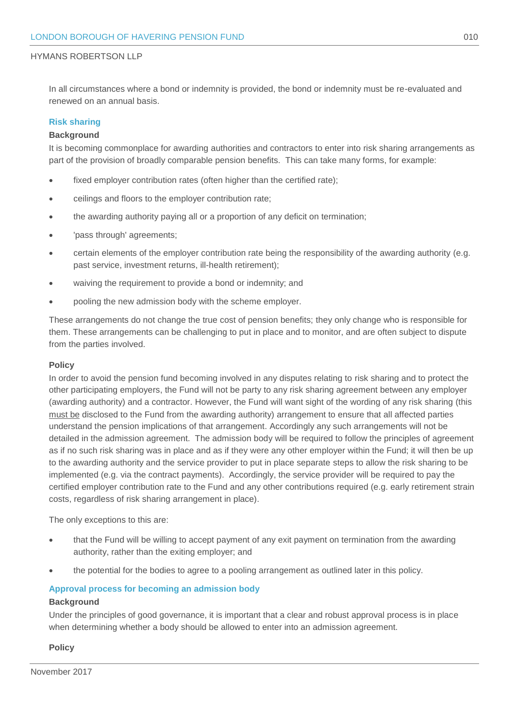In all circumstances where a bond or indemnity is provided, the bond or indemnity must be re-evaluated and renewed on an annual basis.

### Risk sharing

**Background**

It is becoming commonplace for awarding authorities and contractors to enter into risk sharing arrangements as part of the provision of broadly comparable pension benefits. This can take many forms, for example:

- fixed employer contribution rates (often higher than the certified rate);
- ceilings and floors to the employer contribution rate;
- the awarding authority paying all or a proportion of any deficit on termination;
- 'pass through' agreements;
- certain elements of the employer contribution rate being the responsibility of the awarding authority (e.g. past service, investment returns, ill-health retirement);
- waiving the requirement to provide a bond or indemnity; and
- pooling the new admission body with the scheme employer.

These arrangements do not change the true cost of pension benefits; they only change who is responsible for them. These arrangements can be challenging to put in place and to monitor, and are often subject to dispute from the parties involved.

**Policy**

In order to avoid the pension fund becoming involved in any disputes relating to risk sharing and to protect the other participating employers, the Fund will not be party to any risk sharing agreement between any employer (awarding authority) and a contractor. However, the Fund will want sight of the wording of any risk sharing (this must be disclosed to the Fund from the awarding authority) arrangement to ensure that all affected parties understand the pension implications of that arrangement. Accordingly any such arrangements will not be detailed in the admission agreement. The admission body will be required to follow the principles of agreement as if no such risk sharing was in place and as if they were any other employer within the Fund; it will then be up to the awarding authority and the service provider to put in place separate steps to allow the risk sharing to be implemented (e.g. via the contract payments). Accordingly, the service provider will be required to pay the certified employer contribution rate to the Fund and any other contributions required (e.g. early retirement strain costs, regardless of risk sharing arrangement in place).

The only exceptions to this are:

- that the Fund will be willing to accept payment of any exit payment on termination from the awarding authority, rather than the exiting employer; and
- the potential for the bodies to agree to a pooling arrangement as outlined later in this policy.

### Approval process for becoming an admission body

**Background**

Under the principles of good governance, it is important that a clear and robust approval process is in place when determining whether a body should be allowed to enter into an admission agreement.

**Policy**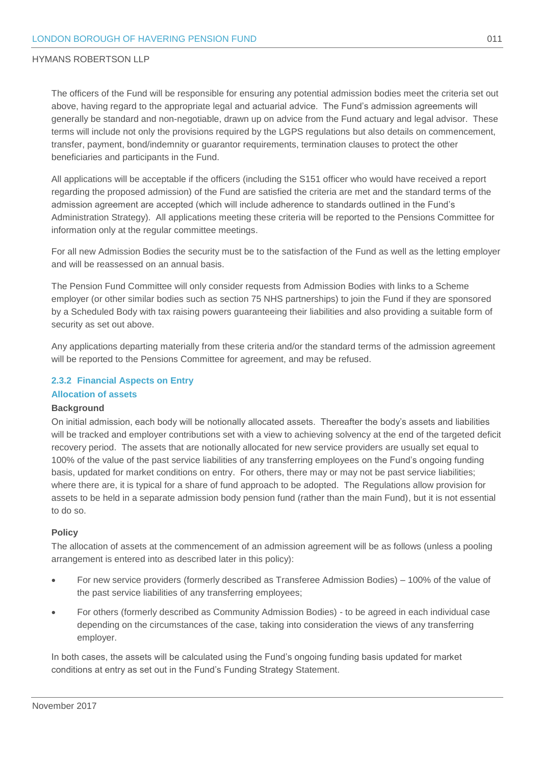The officers of the Fund will be responsible for ensuring any potential admission bodies meet the criteria set out above, having regard to the appropriate legal and actuarial advice. The Fund's admission agreements will generally be standard and non-negotiable, drawn up on advice from the Fund actuary and legal advisor. These terms will include not only the provisions required by the LGPS regulations but also details on commencement, transfer, payment, bond/indemnity or guarantor requirements, termination clauses to protect the other beneficiaries and participants in the Fund.

All applications will be acceptable if the officers (including the S151 officer who would have received a report regarding the proposed admission) of the Fund are satisfied the criteria are met and the standard terms of the admission agreement are accepted (which will include adherence to standards outlined in the Fund's Administration Strategy). All applications meeting these criteria will be reported to the Pensions Committee for information only at the regular committee meetings.

For all new Admission Bodies the security must be to the satisfaction of the Fund as well as the letting employer and will be reassessed on an annual basis.

The Pension Fund Committee will only consider requests from Admission Bodies with links to a Scheme employer (or other similar bodies such as section 75 NHS partnerships) to join the Fund if they are sponsored by a Scheduled Body with tax raising powers guaranteeing their liabilities and also providing a suitable form of security as set out above.

Any applications departing materially from these criteria and/or the standard terms of the admission agreement will be reported to the Pensions Committee for agreement, and may be refused.

### 2.3.2 Financial Aspects on Entry

#### Allocation of assets

**Background**

On initial admission, each body will be notionally allocated assets. Thereafter the body's assets and liabilities will be tracked and employer contributions set with a view to achieving solvency at the end of the targeted deficit recovery period. The assets that are notionally allocated for new service providers are usually set equal to 100% of the value of the past service liabilities of any transferring employees on the Fund's ongoing funding basis, updated for market conditions on entry. For others, there may or may not be past service liabilities; where there are, it is typical for a share of fund approach to be adopted. The Regulations allow provision for assets to be held in a separate admission body pension fund (rather than the main Fund), but it is not essential to do so.

**Policy**

The allocation of assets at the commencement of an admission agreement will be as follows (unless a pooling arrangement is entered into as described later in this policy):

- For new service providers (formerly described as Transferee Admission Bodies) – 100% of the value of the past service liabilities of any transferring employees;
- For others (formerly described as Community Admission Bodies) - to be agreed in each individual case depending on the circumstances of the case, taking into consideration the views of any transferring employer.

In both cases, the assets will be calculated using the Fund's ongoing funding basis updated for market conditions at entry as set out in the Fund's Funding Strategy Statement.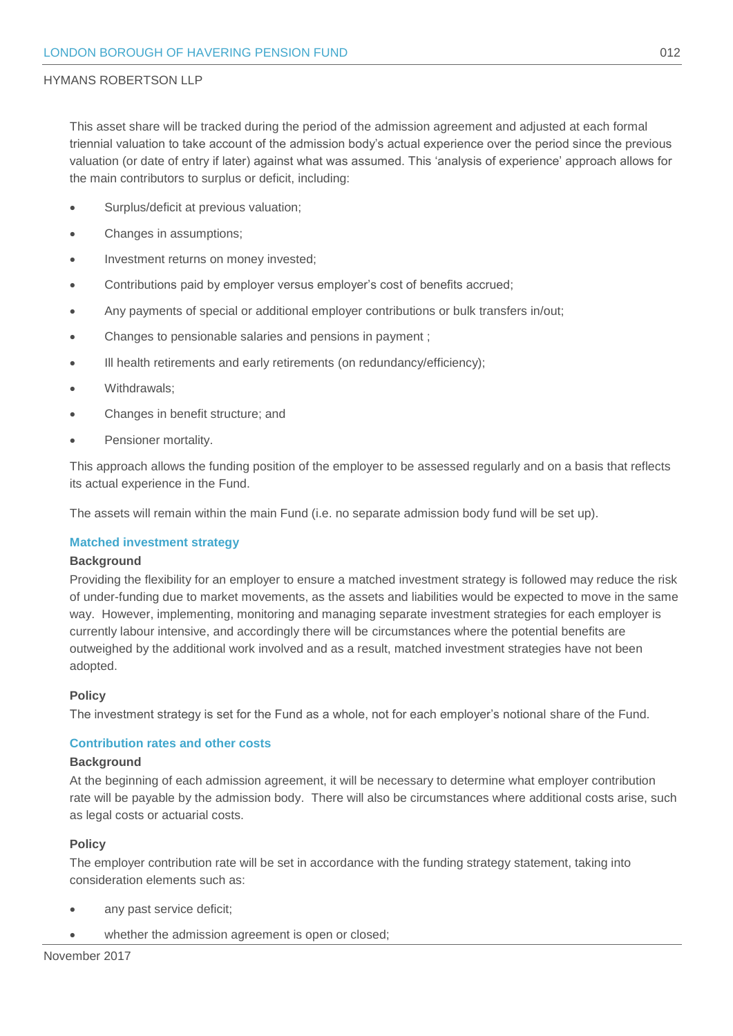This asset share will be tracked during the period of the admission agreement and adjusted at each formal triennial valuation to take account of the admission body's actual experience over the period since the previous valuation (or date of entry if later) against what was assumed. This 'analysis of experience' approach allows for the main contributors to surplus or deficit, including:

- Surplus/deficit at previous valuation;
- Changes in assumptions;
- Investment returns on money invested;
- Contributions paid by employer versus employer's cost of benefits accrued;
- Any payments of special or additional employer contributions or bulk transfers in/out;
- Changes to pensionable salaries and pensions in payment ;
- Ill health retirements and early retirements (on redundancy/efficiency);
- Withdrawals;
- Changes in benefit structure; and
- Pensioner mortality.

This approach allows the funding position of the employer to be assessed regularly and on a basis that reflects its actual experience in the Fund.

The assets will remain within the main Fund (i.e. no separate admission body fund will be set up).

### Matched investment strategy

**Background**

Providing the flexibility for an employer to ensure a matched investment strategy is followed may reduce the risk of under-funding due to market movements, as the assets and liabilities would be expected to move in the same way. However, implementing, monitoring and managing separate investment strategies for each employer is currently labour intensive, and accordingly there will be circumstances where the potential benefits are outweighed by the additional work involved and as a result, matched investment strategies have not been adopted.

**Policy**

The investment strategy is set for the Fund as a whole, not for each employer's notional share of the Fund.

### Contribution rates and other costs

**Background**

At the beginning of each admission agreement, it will be necessary to determine what employer contribution rate will be payable by the admission body. There will also be circumstances where additional costs arise, such as legal costs or actuarial costs.

**Policy**

The employer contribution rate will be set in accordance with the funding strategy statement, taking into consideration elements such as:

- any past service deficit;
- whether the admission agreement is open or closed;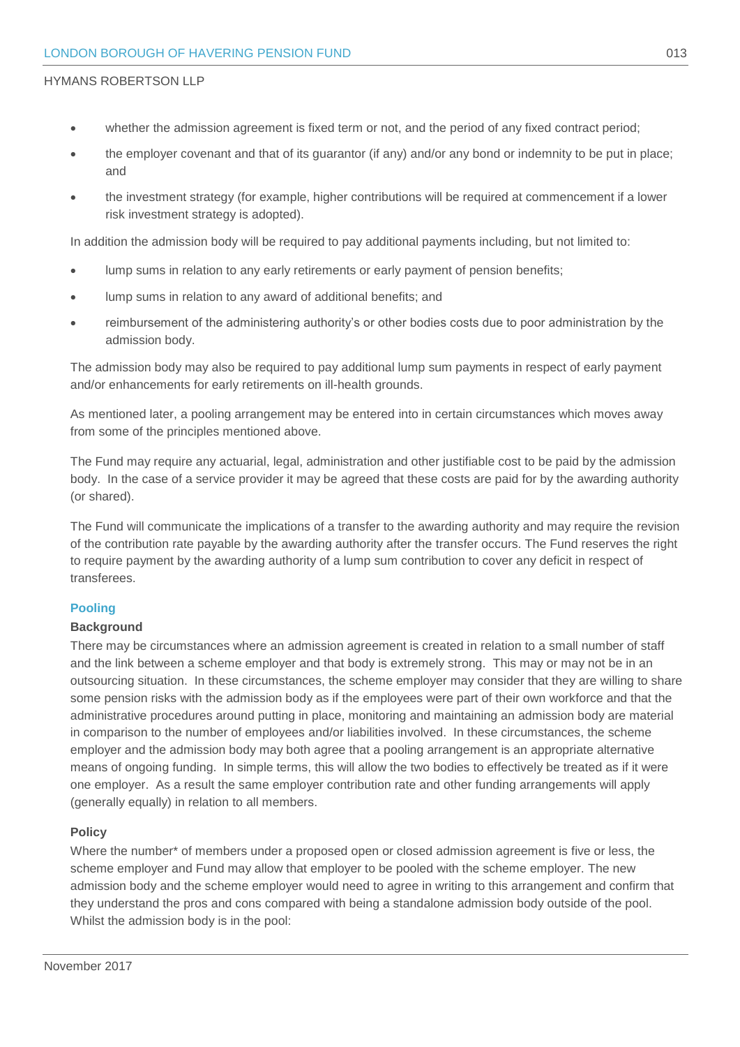- whether the admission agreement is fixed term or not, and the period of any fixed contract period;
- the employer covenant and that of its guarantor (if any) and/or any bond or indemnity to be put in place; and
- the investment strategy (for example, higher contributions will be required at commencement if a lower risk investment strategy is adopted).

In addition the admission body will be required to pay additional payments including, but not limited to:

- lump sums in relation to any early retirements or early payment of pension benefits;
- lump sums in relation to any award of additional benefits; and
- reimbursement of the administering authority's or other bodies costs due to poor administration by the admission body.

The admission body may also be required to pay additional lump sum payments in respect of early payment and/or enhancements for early retirements on ill-health grounds.

As mentioned later, a pooling arrangement may be entered into in certain circumstances which moves away from some of the principles mentioned above.

The Fund may require any actuarial, legal, administration and other justifiable cost to be paid by the admission body. In the case of a service provider it may be agreed that these costs are paid for by the awarding authority (or shared).

The Fund will communicate the implications of a transfer to the awarding authority and may require the revision of the contribution rate payable by the awarding authority after the transfer occurs. The Fund reserves the right to require payment by the awarding authority of a lump sum contribution to cover any deficit in respect of transferees.

### Pooling

#### Background

There may be circumstances where an admission agreement is created in relation to a small number of staff and the link between a scheme employer and that body is extremely strong. This may or may not be in an outsourcing situation. In these circumstances, the scheme employer may consider that they are willing to share some pension risks with the admission body as if the employees were part of their own workforce and that the administrative procedures around putting in place, monitoring and maintaining an admission body are material in comparison to the number of employees and/or liabilities involved. In these circumstances, the scheme employer and the admission body may both agree that a pooling arrangement is an appropriate alternative means of ongoing funding. In simple terms, this will allow the two bodies to effectively be treated as if it were one employer. As a result the same employer contribution rate and other funding arrangements will apply (generally equally) in relation to all members.

#### Policy

Where the number* of members under a proposed open or closed admission agreement is five or less, the scheme employer and Fund may allow that employer to be pooled with the scheme employer. The new admission body and the scheme employer would need to agree in writing to this arrangement and confirm that they understand the pros and cons compared with being a standalone admission body outside of the pool. Whilst the admission body is in the pool: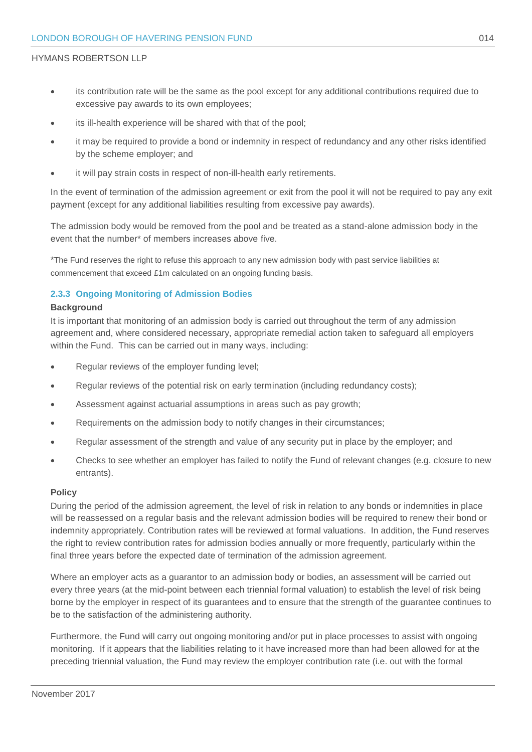- its contribution rate will be the same as the pool except for any additional contributions required due to excessive pay awards to its own employees;
- its ill-health experience will be shared with that of the pool;
- it may be required to provide a bond or indemnity in respect of redundancy and any other risks identified by the scheme employer; and
- it will pay strain costs in respect of non-ill-health early retirements.

In the event of termination of the admission agreement or exit from the pool it will not be required to pay any exit payment (except for any additional liabilities resulting from excessive pay awards).

The admission body would be removed from the pool and be treated as a stand-alone admission body in the event that the number* of members increases above five.

*The Fund reserves the right to refuse this approach to any new admission body with past service liabilities at commencement that exceed £1m calculated on an ongoing funding basis.

### 2.3.3 Ongoing Monitoring of Admission Bodies

**Background**

It is important that monitoring of an admission body is carried out throughout the term of any admission agreement and, where considered necessary, appropriate remedial action taken to safeguard all employers within the Fund. This can be carried out in many ways, including:

- Regular reviews of the employer funding level;
- Regular reviews of the potential risk on early termination (including redundancy costs);
- Assessment against actuarial assumptions in areas such as pay growth;
- Requirements on the admission body to notify changes in their circumstances;
- Regular assessment of the strength and value of any security put in place by the employer; and
- Checks to see whether an employer has failed to notify the Fund of relevant changes (e.g. closure to new entrants).

**Policy**

During the period of the admission agreement, the level of risk in relation to any bonds or indemnities in place will be reassessed on a regular basis and the relevant admission bodies will be required to renew their bond or indemnity appropriately. Contribution rates will be reviewed at formal valuations. In addition, the Fund reserves the right to review contribution rates for admission bodies annually or more frequently, particularly within the final three years before the expected date of termination of the admission agreement.

Where an employer acts as a guarantor to an admission body or bodies, an assessment will be carried out every three years (at the mid-point between each triennial formal valuation) to establish the level of risk being borne by the employer in respect of its guarantees and to ensure that the strength of the guarantee continues to be to the satisfaction of the administering authority.

Furthermore, the Fund will carry out ongoing monitoring and/or put in place processes to assist with ongoing monitoring. If it appears that the liabilities relating to it have increased more than had been allowed for at the preceding triennial valuation, the Fund may review the employer contribution rate (i.e. out with the formal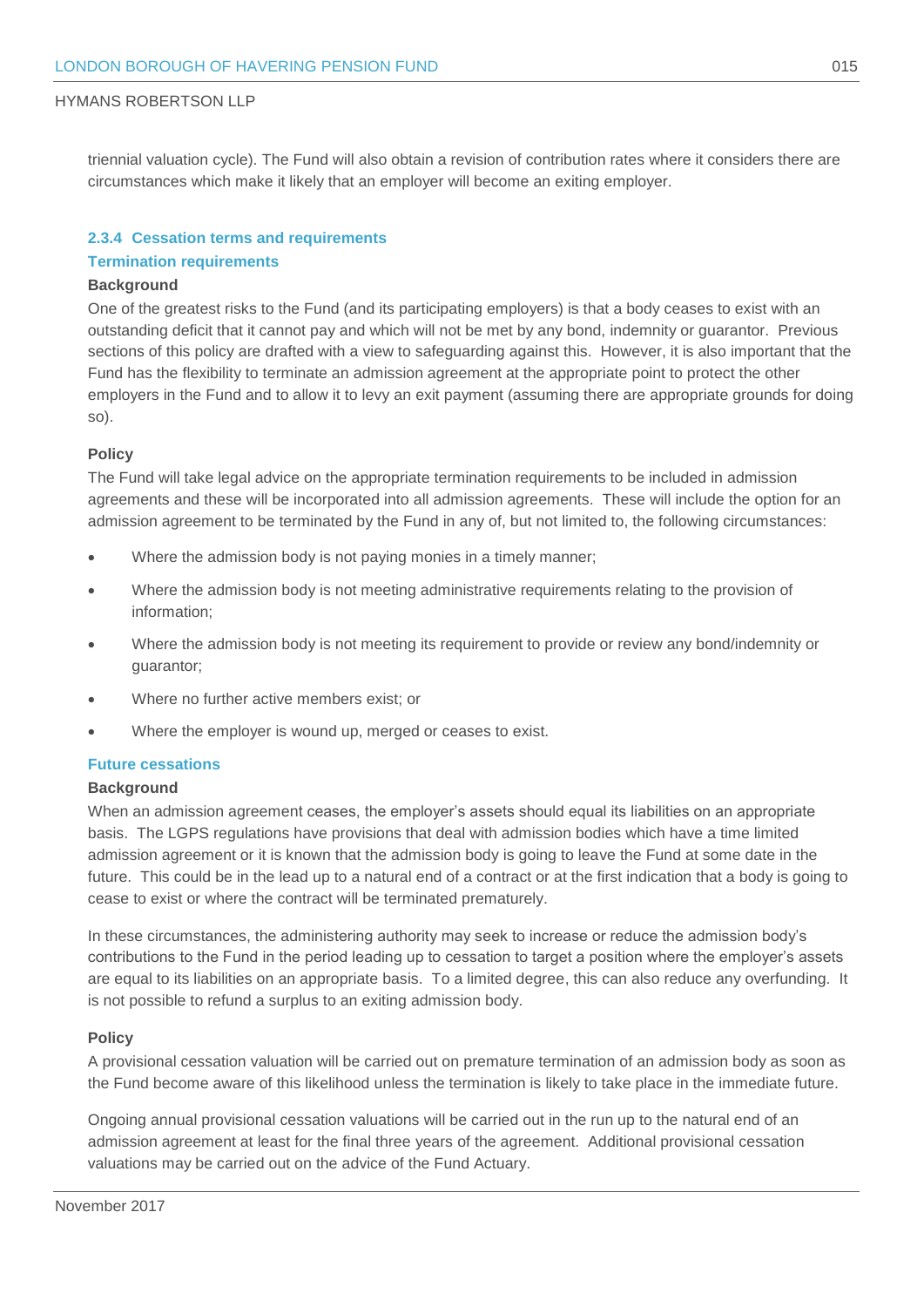triennial valuation cycle). The Fund will also obtain a revision of contribution rates where it considers there are circumstances which make it likely that an employer will become an exiting employer.

### 2.3.4 Cessation terms and requirements

#### Termination requirements

**Background**

One of the greatest risks to the Fund (and its participating employers) is that a body ceases to exist with an outstanding deficit that it cannot pay and which will not be met by any bond, indemnity or guarantor. Previous sections of this policy are drafted with a view to safeguarding against this. However, it is also important that the Fund has the flexibility to terminate an admission agreement at the appropriate point to protect the other employers in the Fund and to allow it to levy an exit payment (assuming there are appropriate grounds for doing so).

**Policy**

The Fund will take legal advice on the appropriate termination requirements to be included in admission agreements and these will be incorporated into all admission agreements. These will include the option for an admission agreement to be terminated by the Fund in any of, but not limited to, the following circumstances:

- Where the admission body is not paying monies in a timely manner;
- Where the admission body is not meeting administrative requirements relating to the provision of information;
- Where the admission body is not meeting its requirement to provide or review any bond/indemnity or guarantor;
- Where no further active members exist; or
- Where the employer is wound up, merged or ceases to exist.

#### Future cessations

**Background**

When an admission agreement ceases, the employer's assets should equal its liabilities on an appropriate basis. The LGPS regulations have provisions that deal with admission bodies which have a time limited admission agreement or it is known that the admission body is going to leave the Fund at some date in the future. This could be in the lead up to a natural end of a contract or at the first indication that a body is going to cease to exist or where the contract will be terminated prematurely.

In these circumstances, the administering authority may seek to increase or reduce the admission body's contributions to the Fund in the period leading up to cessation to target a position where the employer's assets are equal to its liabilities on an appropriate basis. To a limited degree, this can also reduce any overfunding. It is not possible to refund a surplus to an exiting admission body.

**Policy**

A provisional cessation valuation will be carried out on premature termination of an admission body as soon as the Fund become aware of this likelihood unless the termination is likely to take place in the immediate future.

Ongoing annual provisional cessation valuations will be carried out in the run up to the natural end of an admission agreement at least for the final three years of the agreement. Additional provisional cessation valuations may be carried out on the advice of the Fund Actuary.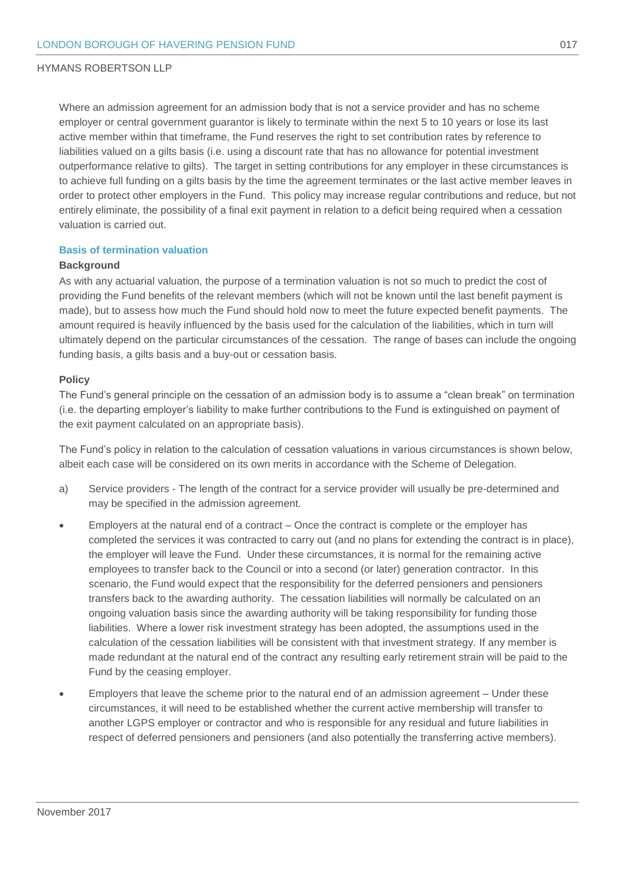Where an admission agreement for an admission body that is not a service provider and has no scheme employer or central government guarantor is likely to terminate within the next 5 to 10 years or lose its last active member within that timeframe, the Fund reserves the right to set contribution rates by reference to liabilities valued on a gilts basis (i.e. using a discount rate that has no allowance for potential investment outperformance relative to gilts). The target in setting contributions for any employer in these circumstances is to achieve full funding on a gilts basis by the time the agreement terminates or the last active member leaves in order to protect other employers in the Fund. This policy may increase regular contributions and reduce, but not entirely eliminate, the possibility of a final exit payment in relation to a deficit being required when a cessation valuation is carried out.

### Basis of termination valuation

**Background**

As with any actuarial valuation, the purpose of a termination valuation is not so much to predict the cost of providing the Fund benefits of the relevant members (which will not be known until the last benefit payment is made), but to assess how much the Fund should hold now to meet the future expected benefit payments. The amount required is heavily influenced by the basis used for the calculation of the liabilities, which in turn will ultimately depend on the particular circumstances of the cessation. The range of bases can include the ongoing funding basis, a gilts basis and a buy-out or cessation basis.

**Policy**

The Fund's general principle on the cessation of an admission body is to assume a "clean break" on termination (i.e. the departing employer's liability to make further contributions to the Fund is extinguished on payment of the exit payment calculated on an appropriate basis).

The Fund's policy in relation to the calculation of cessation valuations in various circumstances is shown below, albeit each case will be considered on its own merits in accordance with the Scheme of Delegation.

a) Service providers - The length of the contract for a service provider will usually be pre-determined and may be specified in the admission agreement.

- Employers at the natural end of a contract – Once the contract is complete or the employer has completed the services it was contracted to carry out (and no plans for extending the contract is in place), the employer will leave the Fund. Under these circumstances, it is normal for the remaining active employees to transfer back to the Council or into a second (or later) generation contractor. In this scenario, the Fund would expect that the responsibility for the deferred pensioners and pensioners transfers back to the awarding authority. The cessation liabilities will normally be calculated on an ongoing valuation basis since the awarding authority will be taking responsibility for funding those liabilities. Where a lower risk investment strategy has been adopted, the assumptions used in the calculation of the cessation liabilities will be consistent with that investment strategy. If any member is made redundant at the natural end of the contract any resulting early retirement strain will be paid to the Fund by the ceasing employer.
- Employers that leave the scheme prior to the natural end of an admission agreement – Under these circumstances, it will need to be established whether the current active membership will transfer to another LGPS employer or contractor and who is responsible for any residual and future liabilities in respect of deferred pensioners and pensioners (and also potentially the transferring active members).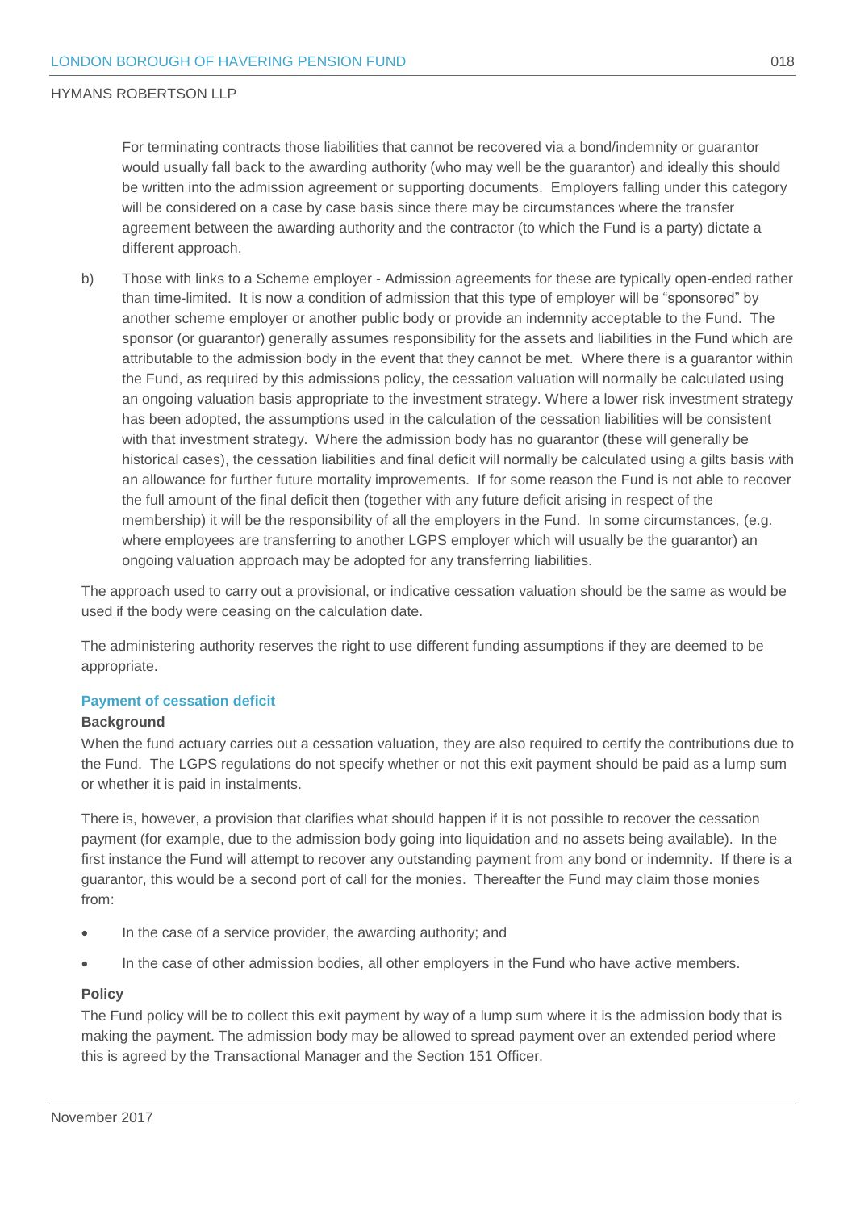For terminating contracts those liabilities that cannot be recovered via a bond/indemnity or guarantor would usually fall back to the awarding authority (who may well be the guarantor) and ideally this should be written into the admission agreement or supporting documents. Employers falling under this category will be considered on a case by case basis since there may be circumstances where the transfer agreement between the awarding authority and the contractor (to which the Fund is a party) dictate a different approach.

b) Those with links to a Scheme employer - Admission agreements for these are typically open-ended rather than time-limited. It is now a condition of admission that this type of employer will be "sponsored" by another scheme employer or another public body or provide an indemnity acceptable to the Fund. The sponsor (or guarantor) generally assumes responsibility for the assets and liabilities in the Fund which are attributable to the admission body in the event that they cannot be met. Where there is a guarantor within the Fund, as required by this admissions policy, the cessation valuation will normally be calculated using an ongoing valuation basis appropriate to the investment strategy. Where a lower risk investment strategy has been adopted, the assumptions used in the calculation of the cessation liabilities will be consistent with that investment strategy. Where the admission body has no guarantor (these will generally be historical cases), the cessation liabilities and final deficit will normally be calculated using a gilts basis with an allowance for further future mortality improvements. If for some reason the Fund is not able to recover the full amount of the final deficit then (together with any future deficit arising in respect of the membership) it will be the responsibility of all the employers in the Fund. In some circumstances, (e.g. where employees are transferring to another LGPS employer which will usually be the guarantor) an ongoing valuation approach may be adopted for any transferring liabilities.

The approach used to carry out a provisional, or indicative cessation valuation should be the same as would be used if the body were ceasing on the calculation date.

The administering authority reserves the right to use different funding assumptions if they are deemed to be appropriate.

### Payment of cessation deficit

**Background**

When the fund actuary carries out a cessation valuation, they are also required to certify the contributions due to the Fund. The LGPS regulations do not specify whether or not this exit payment should be paid as a lump sum or whether it is paid in instalments.

There is, however, a provision that clarifies what should happen if it is not possible to recover the cessation payment (for example, due to the admission body going into liquidation and no assets being available). In the first instance the Fund will attempt to recover any outstanding payment from any bond or indemnity. If there is a guarantor, this would be a second port of call for the monies. Thereafter the Fund may claim those monies from:

- In the case of a service provider, the awarding authority; and
- In the case of other admission bodies, all other employers in the Fund who have active members.

**Policy**

The Fund policy will be to collect this exit payment by way of a lump sum where it is the admission body that is making the payment. The admission body may be allowed to spread payment over an extended period where this is agreed by the Transactional Manager and the Section 151 Officer.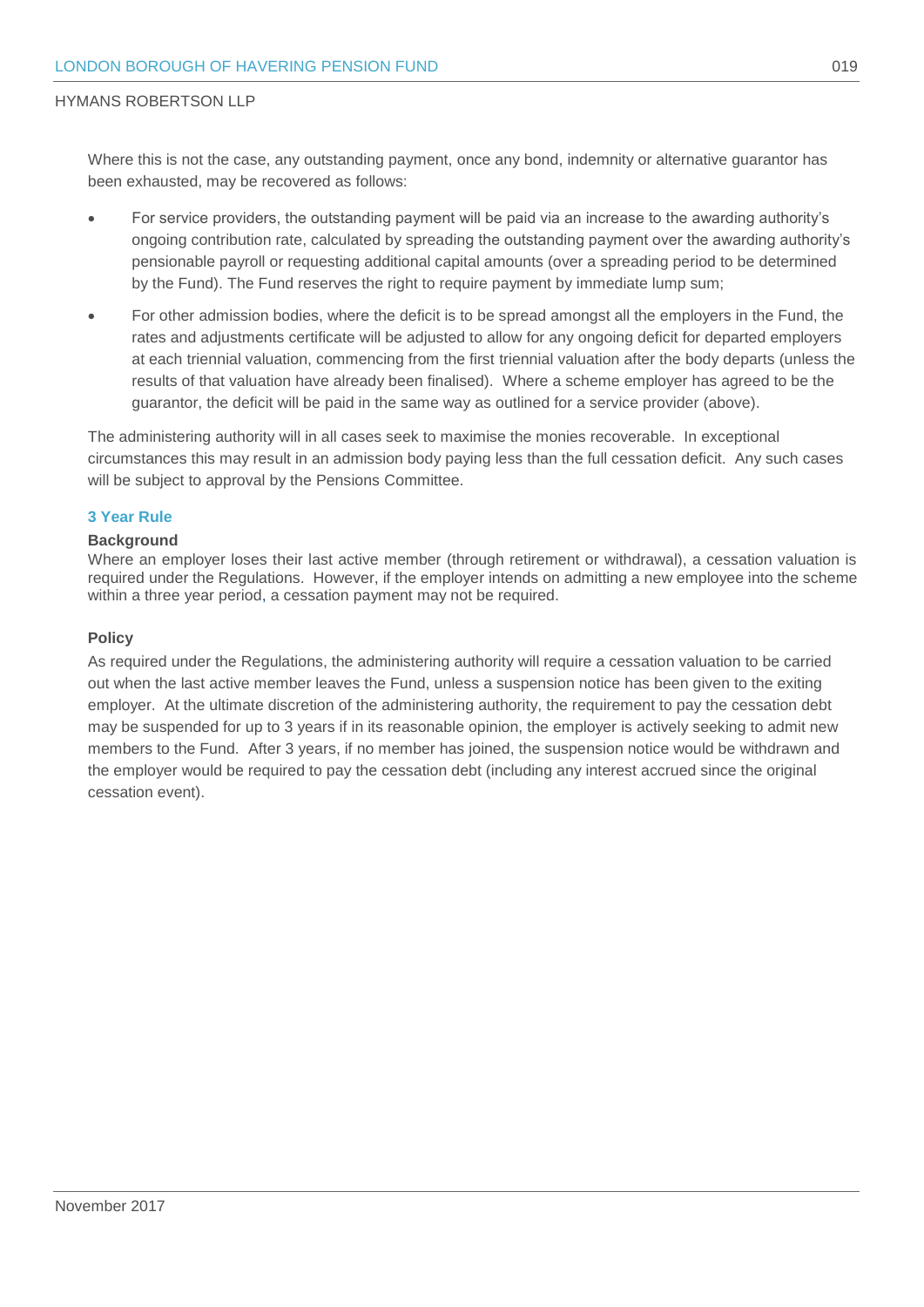Where this is not the case, any outstanding payment, once any bond, indemnity or alternative guarantor has been exhausted, may be recovered as follows:

- For service providers, the outstanding payment will be paid via an increase to the awarding authority's ongoing contribution rate, calculated by spreading the outstanding payment over the awarding authority's pensionable payroll or requesting additional capital amounts (over a spreading period to be determined by the Fund). The Fund reserves the right to require payment by immediate lump sum;
- For other admission bodies, where the deficit is to be spread amongst all the employers in the Fund, the rates and adjustments certificate will be adjusted to allow for any ongoing deficit for departed employers at each triennial valuation, commencing from the first triennial valuation after the body departs (unless the results of that valuation have already been finalised). Where a scheme employer has agreed to be the guarantor, the deficit will be paid in the same way as outlined for a service provider (above).

The administering authority will in all cases seek to maximise the monies recoverable. In exceptional circumstances this may result in an admission body paying less than the full cessation deficit. Any such cases will be subject to approval by the Pensions Committee.

### 3 Year Rule

**Background**

Where an employer loses their last active member (through retirement or withdrawal), a cessation valuation is required under the Regulations. However, if the employer intends on admitting a new employee into the scheme within a three year period, a cessation payment may not be required.

**Policy**

As required under the Regulations, the administering authority will require a cessation valuation to be carried out when the last active member leaves the Fund, unless a suspension notice has been given to the exiting employer. At the ultimate discretion of the administering authority, the requirement to pay the cessation debt may be suspended for up to 3 years if in its reasonable opinion, the employer is actively seeking to admit new members to the Fund. After 3 years, if no member has joined, the suspension notice would be withdrawn and the employer would be required to pay the cessation debt (including any interest accrued since the original cessation event).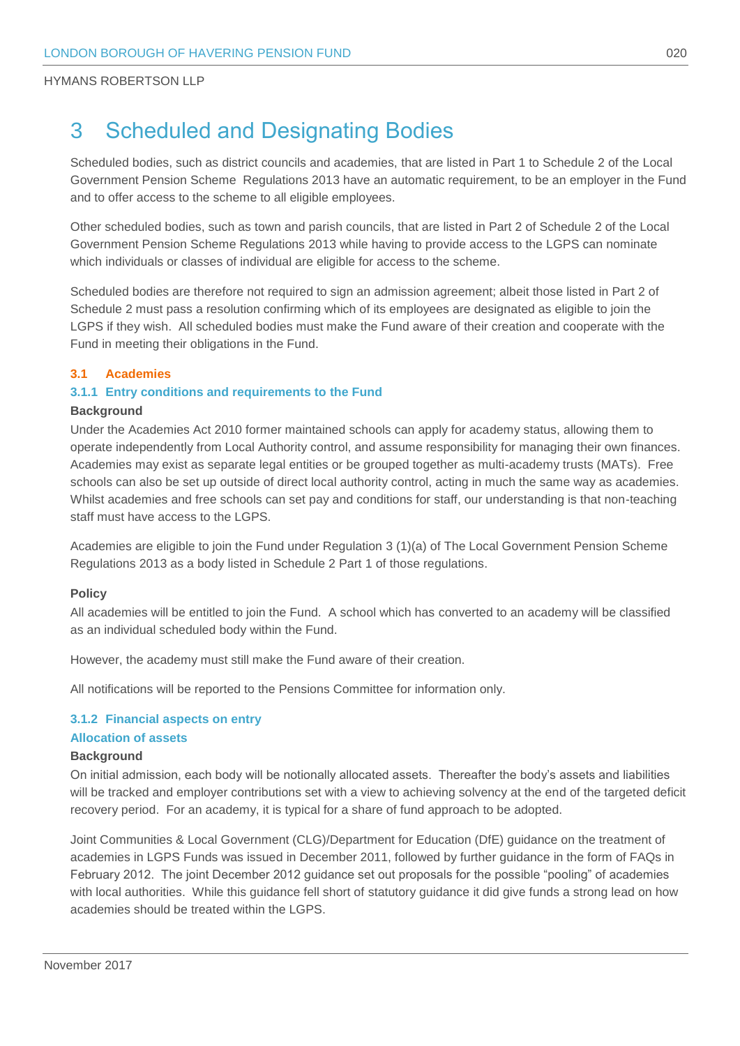# 3 Scheduled and Designating Bodies

Scheduled bodies, such as district councils and academies, that are listed in Part 1 to Schedule 2 of the Local Government Pension Scheme  Regulations 2013 have an automatic requirement, to be an employer in the Fund and to offer access to the scheme to all eligible employees.

Other scheduled bodies, such as town and parish councils, that are listed in Part 2 of Schedule 2 of the Local Government Pension Scheme Regulations 2013 while having to provide access to the LGPS can nominate which individuals or classes of individual are eligible for access to the scheme.

Scheduled bodies are therefore not required to sign an admission agreement; albeit those listed in Part 2 of Schedule 2 must pass a resolution confirming which of its employees are designated as eligible to join the LGPS if they wish.  All scheduled bodies must make the Fund aware of their creation and cooperate with the Fund in meeting their obligations in the Fund.

## 3.1 Academies

### 3.1.1 Entry conditions and requirements to the Fund

**Background**

Under the Academies Act 2010 former maintained schools can apply for academy status, allowing them to operate independently from Local Authority control, and assume responsibility for managing their own finances. Academies may exist as separate legal entities or be grouped together as multi-academy trusts (MATs).  Free schools can also be set up outside of direct local authority control, acting in much the same way as academies. Whilst academies and free schools can set pay and conditions for staff, our understanding is that non-teaching staff must have access to the LGPS.

Academies are eligible to join the Fund under Regulation 3 (1)(a) of The Local Government Pension Scheme Regulations 2013 as a body listed in Schedule 2 Part 1 of those regulations.

**Policy**

All academies will be entitled to join the Fund.  A school which has converted to an academy will be classified as an individual scheduled body within the Fund.

However, the academy must still make the Fund aware of their creation.

All notifications will be reported to the Pensions Committee for information only.

### 3.1.2 Financial aspects on entry

#### Allocation of assets

**Background**

On initial admission, each body will be notionally allocated assets.  Thereafter the body's assets and liabilities will be tracked and employer contributions set with a view to achieving solvency at the end of the targeted deficit recovery period.  For an academy, it is typical for a share of fund approach to be adopted.

Joint Communities & Local Government (CLG)/Department for Education (DfE) guidance on the treatment of academies in LGPS Funds was issued in December 2011, followed by further guidance in the form of FAQs in February 2012.  The joint December 2012 guidance set out proposals for the possible "pooling" of academies with local authorities.  While this guidance fell short of statutory guidance it did give funds a strong lead on how academies should be treated within the LGPS.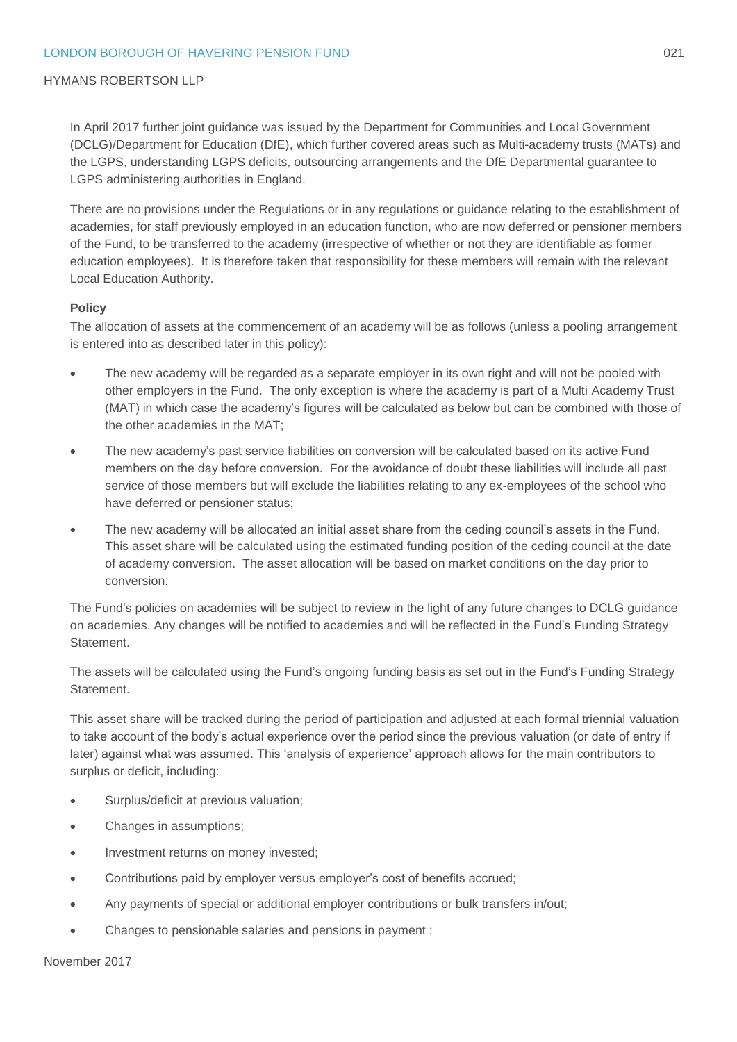In April 2017 further joint guidance was issued by the Department for Communities and Local Government (DCLG)/Department for Education (DfE), which further covered areas such as Multi-academy trusts (MATs) and the LGPS, understanding LGPS deficits, outsourcing arrangements and the DfE Departmental guarantee to LGPS administering authorities in England.

There are no provisions under the Regulations or in any regulations or guidance relating to the establishment of academies, for staff previously employed in an education function, who are now deferred or pensioner members of the Fund, to be transferred to the academy (irrespective of whether or not they are identifiable as former education employees). It is therefore taken that responsibility for these members will remain with the relevant Local Education Authority.

**Policy**

The allocation of assets at the commencement of an academy will be as follows (unless a pooling arrangement is entered into as described later in this policy):

- The new academy will be regarded as a separate employer in its own right and will not be pooled with other employers in the Fund. The only exception is where the academy is part of a Multi Academy Trust (MAT) in which case the academy's figures will be calculated as below but can be combined with those of the other academies in the MAT;
- The new academy's past service liabilities on conversion will be calculated based on its active Fund members on the day before conversion. For the avoidance of doubt these liabilities will include all past service of those members but will exclude the liabilities relating to any ex-employees of the school who have deferred or pensioner status;
- The new academy will be allocated an initial asset share from the ceding council's assets in the Fund. This asset share will be calculated using the estimated funding position of the ceding council at the date of academy conversion. The asset allocation will be based on market conditions on the day prior to conversion.

The Fund's policies on academies will be subject to review in the light of any future changes to DCLG guidance on academies. Any changes will be notified to academies and will be reflected in the Fund's Funding Strategy Statement.

The assets will be calculated using the Fund's ongoing funding basis as set out in the Fund's Funding Strategy Statement.

This asset share will be tracked during the period of participation and adjusted at each formal triennial valuation to take account of the body's actual experience over the period since the previous valuation (or date of entry if later) against what was assumed. This 'analysis of experience' approach allows for the main contributors to surplus or deficit, including:

- Surplus/deficit at previous valuation;
- Changes in assumptions;
- Investment returns on money invested;
- Contributions paid by employer versus employer's cost of benefits accrued;
- Any payments of special or additional employer contributions or bulk transfers in/out;
- Changes to pensionable salaries and pensions in payment ;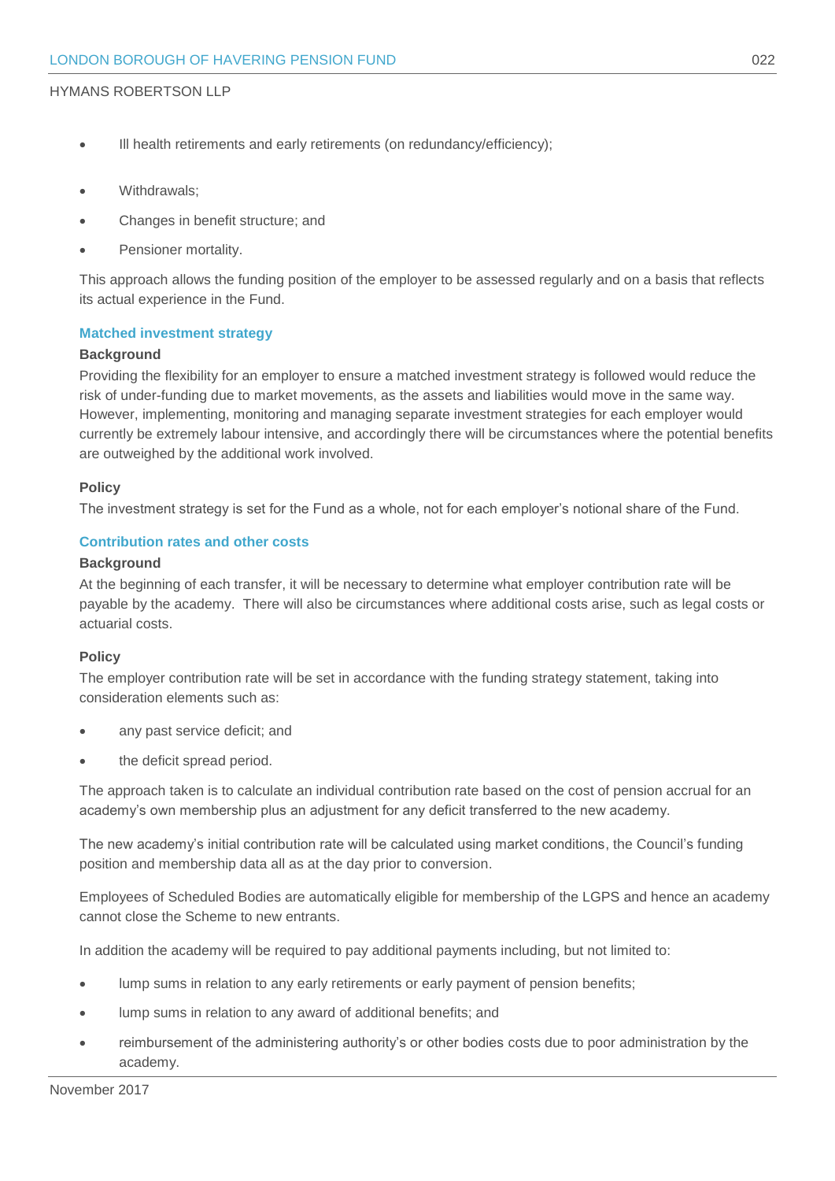- Ill health retirements and early retirements (on redundancy/efficiency);
- Withdrawals;
- Changes in benefit structure; and
- Pensioner mortality.

This approach allows the funding position of the employer to be assessed regularly and on a basis that reflects its actual experience in the Fund.

### Matched investment strategy

**Background**

Providing the flexibility for an employer to ensure a matched investment strategy is followed would reduce the risk of under-funding due to market movements, as the assets and liabilities would move in the same way. However, implementing, monitoring and managing separate investment strategies for each employer would currently be extremely labour intensive, and accordingly there will be circumstances where the potential benefits are outweighed by the additional work involved.

**Policy**

The investment strategy is set for the Fund as a whole, not for each employer's notional share of the Fund.

### Contribution rates and other costs

**Background**

At the beginning of each transfer, it will be necessary to determine what employer contribution rate will be payable by the academy. There will also be circumstances where additional costs arise, such as legal costs or actuarial costs.

**Policy**

The employer contribution rate will be set in accordance with the funding strategy statement, taking into consideration elements such as:

- any past service deficit; and
- the deficit spread period.

The approach taken is to calculate an individual contribution rate based on the cost of pension accrual for an academy's own membership plus an adjustment for any deficit transferred to the new academy.

The new academy's initial contribution rate will be calculated using market conditions, the Council's funding position and membership data all as at the day prior to conversion.

Employees of Scheduled Bodies are automatically eligible for membership of the LGPS and hence an academy cannot close the Scheme to new entrants.

In addition the academy will be required to pay additional payments including, but not limited to:

- lump sums in relation to any early retirements or early payment of pension benefits;
- lump sums in relation to any award of additional benefits; and
- reimbursement of the administering authority's or other bodies costs due to poor administration by the academy.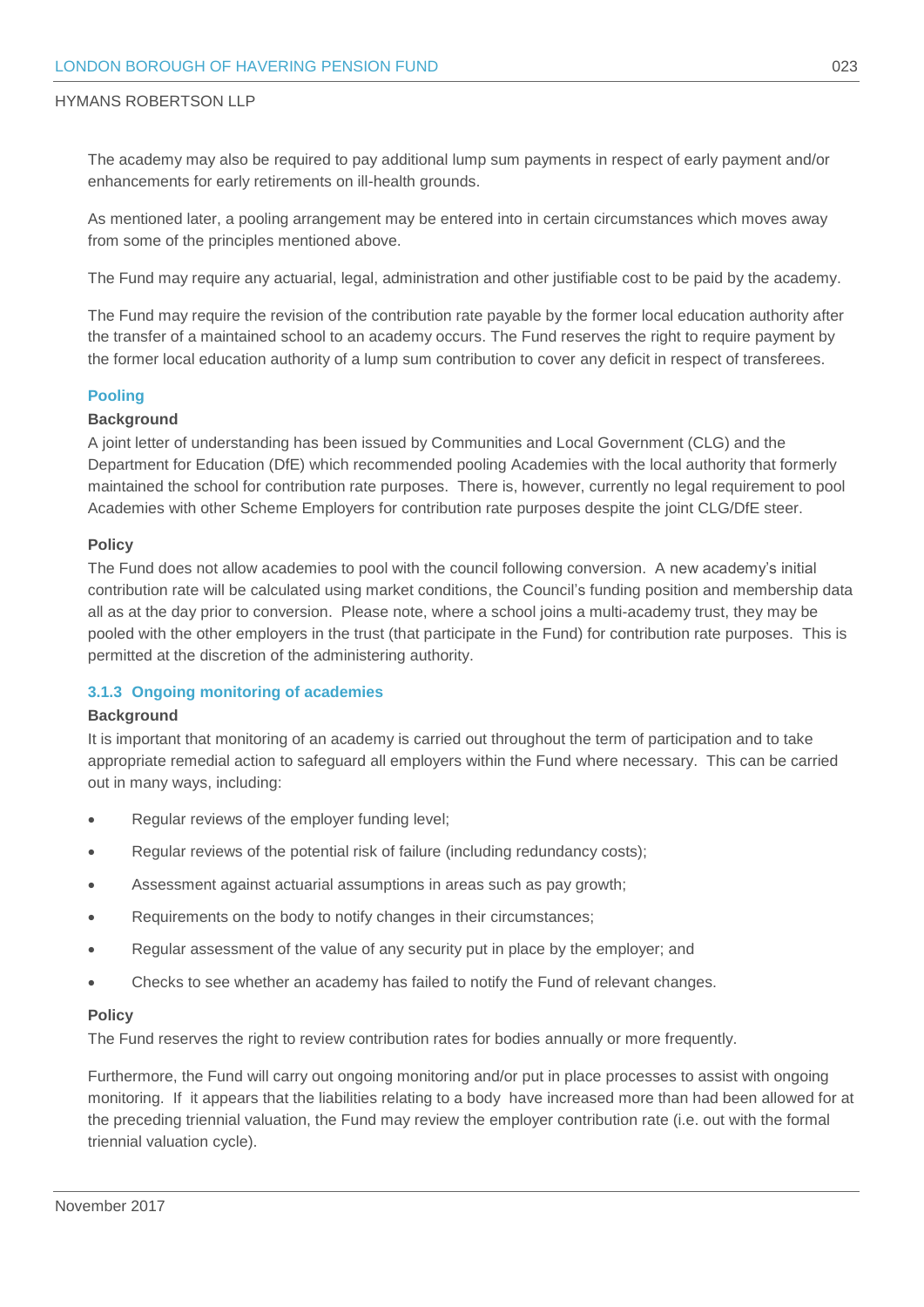The academy may also be required to pay additional lump sum payments in respect of early payment and/or enhancements for early retirements on ill-health grounds.

As mentioned later, a pooling arrangement may be entered into in certain circumstances which moves away from some of the principles mentioned above.

The Fund may require any actuarial, legal, administration and other justifiable cost to be paid by the academy.

The Fund may require the revision of the contribution rate payable by the former local education authority after the transfer of a maintained school to an academy occurs. The Fund reserves the right to require payment by the former local education authority of a lump sum contribution to cover any deficit in respect of transferees.

### Pooling

**Background**

A joint letter of understanding has been issued by Communities and Local Government (CLG) and the Department for Education (DfE) which recommended pooling Academies with the local authority that formerly maintained the school for contribution rate purposes. There is, however, currently no legal requirement to pool Academies with other Scheme Employers for contribution rate purposes despite the joint CLG/DfE steer.

**Policy**

The Fund does not allow academies to pool with the council following conversion. A new academy's initial contribution rate will be calculated using market conditions, the Council's funding position and membership data all as at the day prior to conversion. Please note, where a school joins a multi-academy trust, they may be pooled with the other employers in the trust (that participate in the Fund) for contribution rate purposes. This is permitted at the discretion of the administering authority.

### 3.1.3 Ongoing monitoring of academies

**Background**

It is important that monitoring of an academy is carried out throughout the term of participation and to take appropriate remedial action to safeguard all employers within the Fund where necessary. This can be carried out in many ways, including:

- Regular reviews of the employer funding level;
- Regular reviews of the potential risk of failure (including redundancy costs);
- Assessment against actuarial assumptions in areas such as pay growth;
- Requirements on the body to notify changes in their circumstances;
- Regular assessment of the value of any security put in place by the employer; and
- Checks to see whether an academy has failed to notify the Fund of relevant changes.

**Policy**

The Fund reserves the right to review contribution rates for bodies annually or more frequently.

Furthermore, the Fund will carry out ongoing monitoring and/or put in place processes to assist with ongoing monitoring. If it appears that the liabilities relating to a body have increased more than had been allowed for at the preceding triennial valuation, the Fund may review the employer contribution rate (i.e. out with the formal triennial valuation cycle).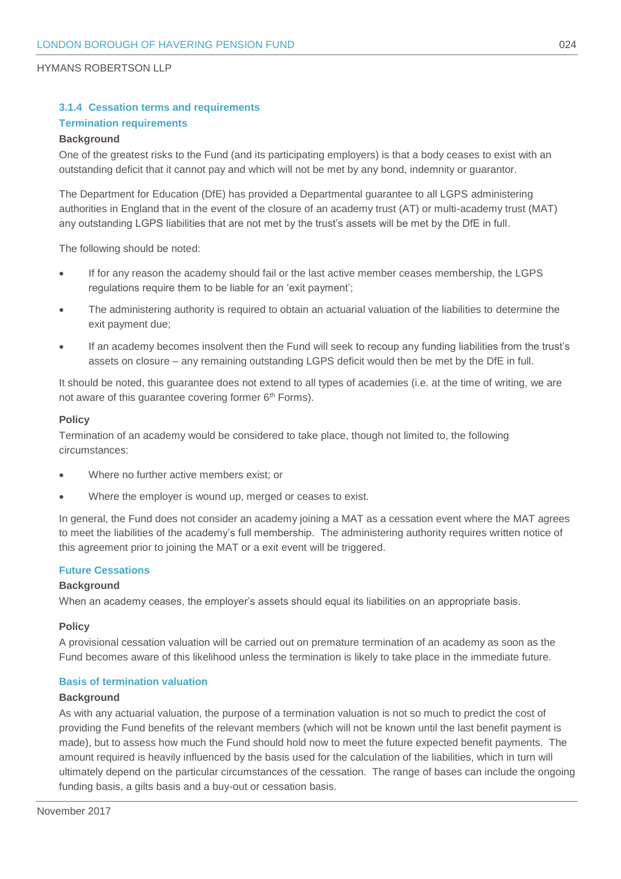### 3.1.4 Cessation terms and requirements

#### Termination requirements

**Background**

One of the greatest risks to the Fund (and its participating employers) is that a body ceases to exist with an outstanding deficit that it cannot pay and which will not be met by any bond, indemnity or guarantor.

The Department for Education (DfE) has provided a Departmental guarantee to all LGPS administering authorities in England that in the event of the closure of an academy trust (AT) or multi-academy trust (MAT) any outstanding LGPS liabilities that are not met by the trust's assets will be met by the DfE in full.

The following should be noted:

- If for any reason the academy should fail or the last active member ceases membership, the LGPS regulations require them to be liable for an 'exit payment';
- The administering authority is required to obtain an actuarial valuation of the liabilities to determine the exit payment due;
- If an academy becomes insolvent then the Fund will seek to recoup any funding liabilities from the trust's assets on closure – any remaining outstanding LGPS deficit would then be met by the DfE in full.

It should be noted, this guarantee does not extend to all types of academies (i.e. at the time of writing, we are not aware of this guarantee covering former 6th Forms).

**Policy**

Termination of an academy would be considered to take place, though not limited to, the following circumstances:

- Where no further active members exist; or
- Where the employer is wound up, merged or ceases to exist.

In general, the Fund does not consider an academy joining a MAT as a cessation event where the MAT agrees to meet the liabilities of the academy's full membership. The administering authority requires written notice of this agreement prior to joining the MAT or a exit event will be triggered.

#### Future Cessations

**Background**

When an academy ceases, the employer's assets should equal its liabilities on an appropriate basis.

**Policy**

A provisional cessation valuation will be carried out on premature termination of an academy as soon as the Fund becomes aware of this likelihood unless the termination is likely to take place in the immediate future.

#### Basis of termination valuation

**Background**

As with any actuarial valuation, the purpose of a termination valuation is not so much to predict the cost of providing the Fund benefits of the relevant members (which will not be known until the last benefit payment is made), but to assess how much the Fund should hold now to meet the future expected benefit payments. The amount required is heavily influenced by the basis used for the calculation of the liabilities, which in turn will ultimately depend on the particular circumstances of the cessation. The range of bases can include the ongoing funding basis, a gilts basis and a buy-out or cessation basis.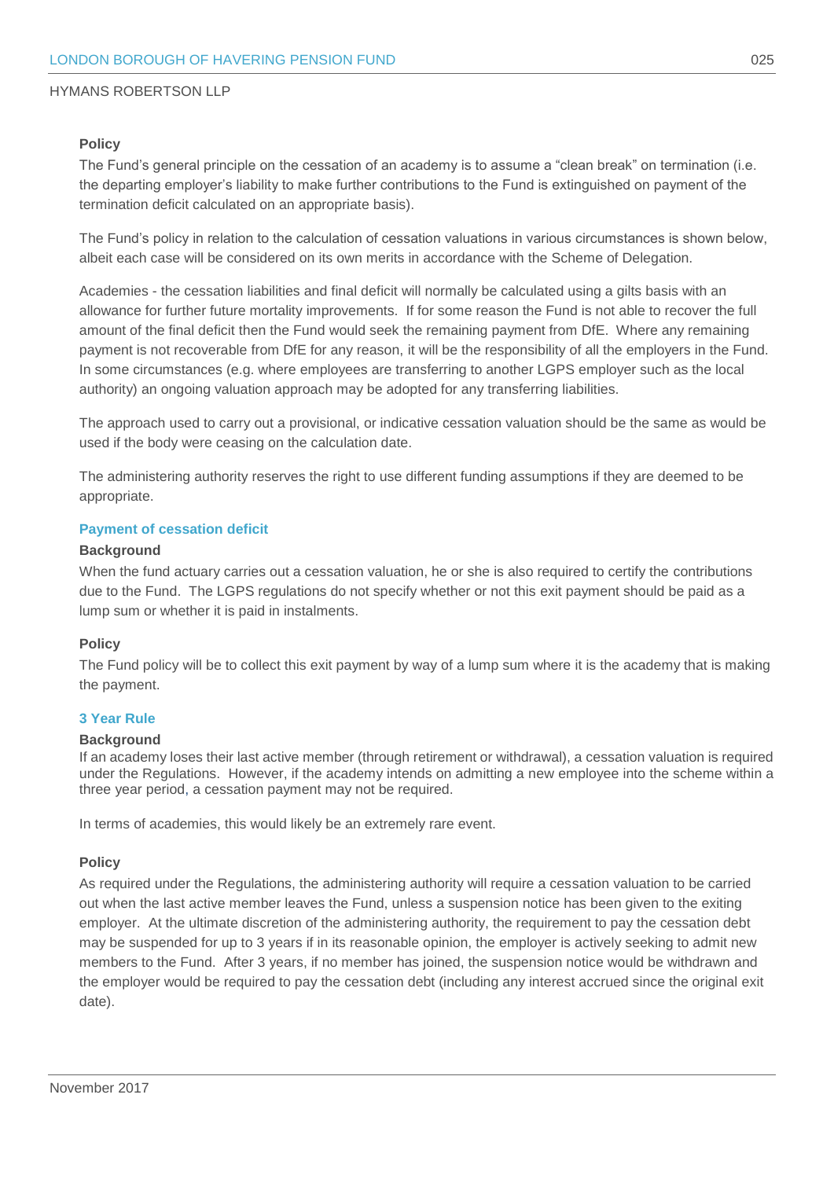**Policy**

The Fund's general principle on the cessation of an academy is to assume a "clean break" on termination (i.e. the departing employer's liability to make further contributions to the Fund is extinguished on payment of the termination deficit calculated on an appropriate basis).

The Fund's policy in relation to the calculation of cessation valuations in various circumstances is shown below, albeit each case will be considered on its own merits in accordance with the Scheme of Delegation.

Academies - the cessation liabilities and final deficit will normally be calculated using a gilts basis with an allowance for further future mortality improvements. If for some reason the Fund is not able to recover the full amount of the final deficit then the Fund would seek the remaining payment from DfE. Where any remaining payment is not recoverable from DfE for any reason, it will be the responsibility of all the employers in the Fund. In some circumstances (e.g. where employees are transferring to another LGPS employer such as the local authority) an ongoing valuation approach may be adopted for any transferring liabilities.

The approach used to carry out a provisional, or indicative cessation valuation should be the same as would be used if the body were ceasing on the calculation date.

The administering authority reserves the right to use different funding assumptions if they are deemed to be appropriate.

### Payment of cessation deficit

**Background**

When the fund actuary carries out a cessation valuation, he or she is also required to certify the contributions due to the Fund. The LGPS regulations do not specify whether or not this exit payment should be paid as a lump sum or whether it is paid in instalments.

**Policy**

The Fund policy will be to collect this exit payment by way of a lump sum where it is the academy that is making the payment.

### 3 Year Rule

**Background**

If an academy loses their last active member (through retirement or withdrawal), a cessation valuation is required under the Regulations. However, if the academy intends on admitting a new employee into the scheme within a three year period, a cessation payment may not be required.

In terms of academies, this would likely be an extremely rare event.

**Policy**

As required under the Regulations, the administering authority will require a cessation valuation to be carried out when the last active member leaves the Fund, unless a suspension notice has been given to the exiting employer. At the ultimate discretion of the administering authority, the requirement to pay the cessation debt may be suspended for up to 3 years if in its reasonable opinion, the employer is actively seeking to admit new members to the Fund. After 3 years, if no member has joined, the suspension notice would be withdrawn and the employer would be required to pay the cessation debt (including any interest accrued since the original exit date).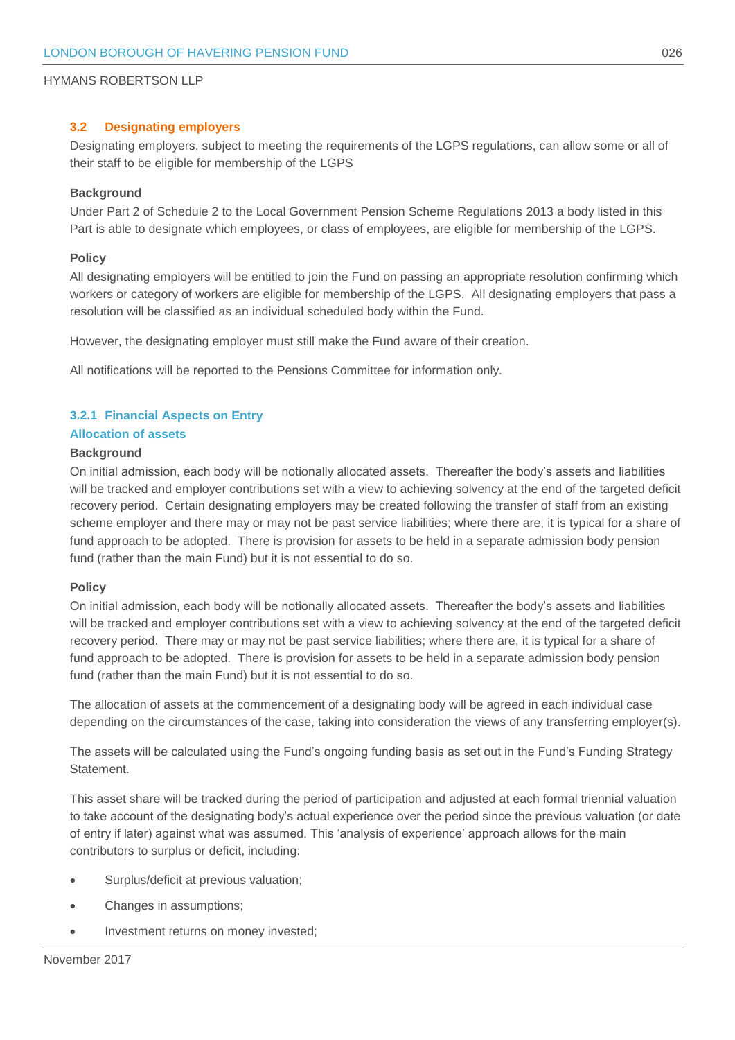### 3.2 Designating employers

Designating employers, subject to meeting the requirements of the LGPS regulations, can allow some or all of their staff to be eligible for membership of the LGPS

**Background**

Under Part 2 of Schedule 2 to the Local Government Pension Scheme Regulations 2013 a body listed in this Part is able to designate which employees, or class of employees, are eligible for membership of the LGPS.

**Policy**

All designating employers will be entitled to join the Fund on passing an appropriate resolution confirming which workers or category of workers are eligible for membership of the LGPS. All designating employers that pass a resolution will be classified as an individual scheduled body within the Fund.

However, the designating employer must still make the Fund aware of their creation.

All notifications will be reported to the Pensions Committee for information only.

#### 3.2.1 Financial Aspects on Entry

#### Allocation of assets

**Background**

On initial admission, each body will be notionally allocated assets. Thereafter the body's assets and liabilities will be tracked and employer contributions set with a view to achieving solvency at the end of the targeted deficit recovery period. Certain designating employers may be created following the transfer of staff from an existing scheme employer and there may or may not be past service liabilities; where there are, it is typical for a share of fund approach to be adopted. There is provision for assets to be held in a separate admission body pension fund (rather than the main Fund) but it is not essential to do so.

**Policy**

On initial admission, each body will be notionally allocated assets. Thereafter the body's assets and liabilities will be tracked and employer contributions set with a view to achieving solvency at the end of the targeted deficit recovery period. There may or may not be past service liabilities; where there are, it is typical for a share of fund approach to be adopted. There is provision for assets to be held in a separate admission body pension fund (rather than the main Fund) but it is not essential to do so.

The allocation of assets at the commencement of a designating body will be agreed in each individual case depending on the circumstances of the case, taking into consideration the views of any transferring employer(s).

The assets will be calculated using the Fund's ongoing funding basis as set out in the Fund's Funding Strategy Statement.

This asset share will be tracked during the period of participation and adjusted at each formal triennial valuation to take account of the designating body's actual experience over the period since the previous valuation (or date of entry if later) against what was assumed. This 'analysis of experience' approach allows for the main contributors to surplus or deficit, including:

- Surplus/deficit at previous valuation;
- Changes in assumptions;
- Investment returns on money invested;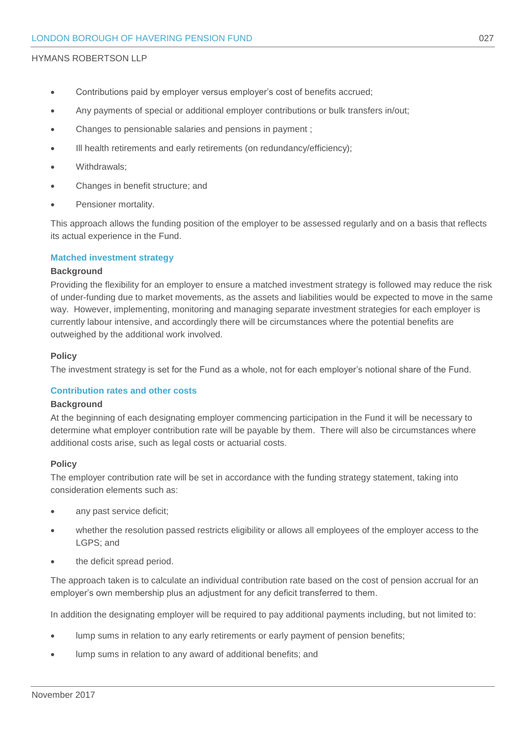- Contributions paid by employer versus employer's cost of benefits accrued;
- Any payments of special or additional employer contributions or bulk transfers in/out;
- Changes to pensionable salaries and pensions in payment ;
- Ill health retirements and early retirements (on redundancy/efficiency);
- Withdrawals;
- Changes in benefit structure; and
- Pensioner mortality.

This approach allows the funding position of the employer to be assessed regularly and on a basis that reflects its actual experience in the Fund.

### Matched investment strategy

**Background**

Providing the flexibility for an employer to ensure a matched investment strategy is followed may reduce the risk of under-funding due to market movements, as the assets and liabilities would be expected to move in the same way. However, implementing, monitoring and managing separate investment strategies for each employer is currently labour intensive, and accordingly there will be circumstances where the potential benefits are outweighed by the additional work involved.

**Policy**

The investment strategy is set for the Fund as a whole, not for each employer's notional share of the Fund.

### Contribution rates and other costs

**Background**

At the beginning of each designating employer commencing participation in the Fund it will be necessary to determine what employer contribution rate will be payable by them. There will also be circumstances where additional costs arise, such as legal costs or actuarial costs.

**Policy**

The employer contribution rate will be set in accordance with the funding strategy statement, taking into consideration elements such as:

- any past service deficit;
- whether the resolution passed restricts eligibility or allows all employees of the employer access to the LGPS; and
- the deficit spread period.

The approach taken is to calculate an individual contribution rate based on the cost of pension accrual for an employer's own membership plus an adjustment for any deficit transferred to them.

In addition the designating employer will be required to pay additional payments including, but not limited to:

- lump sums in relation to any early retirements or early payment of pension benefits;
- lump sums in relation to any award of additional benefits; and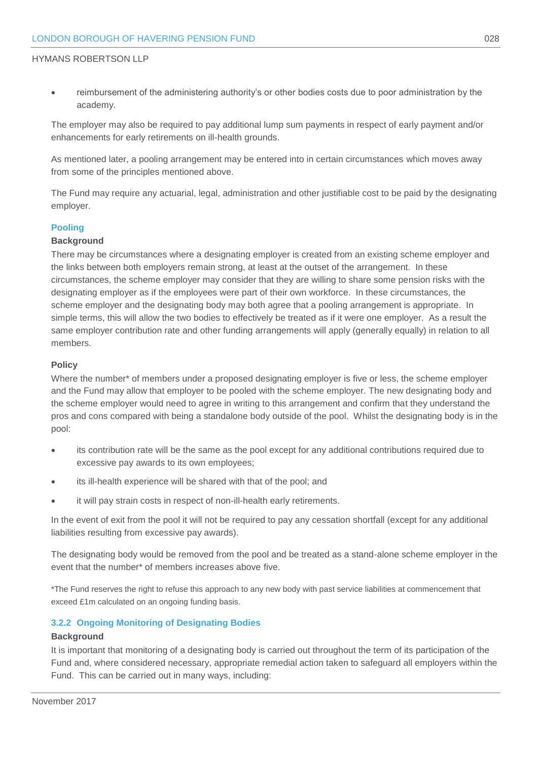- reimbursement of the administering authority's or other bodies costs due to poor administration by the academy.

The employer may also be required to pay additional lump sum payments in respect of early payment and/or enhancements for early retirements on ill-health grounds.

As mentioned later, a pooling arrangement may be entered into in certain circumstances which moves away from some of the principles mentioned above.

The Fund may require any actuarial, legal, administration and other justifiable cost to be paid by the designating employer.

### Pooling

**Background**

There may be circumstances where a designating employer is created from an existing scheme employer and the links between both employers remain strong, at least at the outset of the arrangement. In these circumstances, the scheme employer may consider that they are willing to share some pension risks with the designating employer as if the employees were part of their own workforce. In these circumstances, the scheme employer and the designating body may both agree that a pooling arrangement is appropriate. In simple terms, this will allow the two bodies to effectively be treated as if it were one employer. As a result the same employer contribution rate and other funding arrangements will apply (generally equally) in relation to all members.

**Policy**

Where the number* of members under a proposed designating employer is five or less, the scheme employer and the Fund may allow that employer to be pooled with the scheme employer. The new designating body and the scheme employer would need to agree in writing to this arrangement and confirm that they understand the pros and cons compared with being a standalone body outside of the pool. Whilst the designating body is in the pool:

- its contribution rate will be the same as the pool except for any additional contributions required due to excessive pay awards to its own employees;
- its ill-health experience will be shared with that of the pool; and
- it will pay strain costs in respect of non-ill-health early retirements.

In the event of exit from the pool it will not be required to pay any cessation shortfall (except for any additional liabilities resulting from excessive pay awards).

The designating body would be removed from the pool and be treated as a stand-alone scheme employer in the event that the number* of members increases above five.

*The Fund reserves the right to refuse this approach to any new body with past service liabilities at commencement that exceed £1m calculated on an ongoing funding basis.

### 3.2.2 Ongoing Monitoring of Designating Bodies

**Background**

It is important that monitoring of a designating body is carried out throughout the term of its participation of the Fund and, where considered necessary, appropriate remedial action taken to safeguard all employers within the Fund. This can be carried out in many ways, including: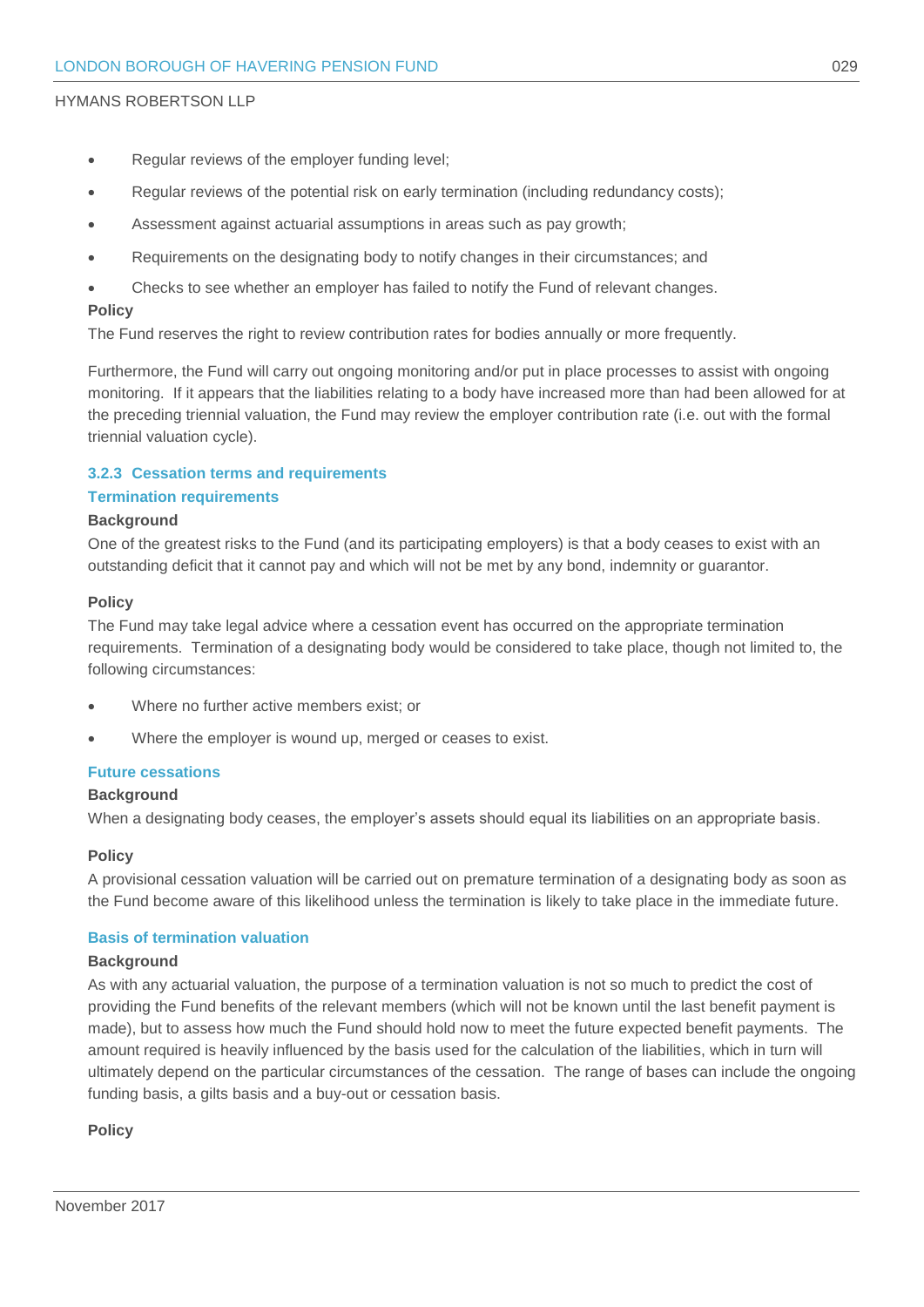- Regular reviews of the employer funding level;
- Regular reviews of the potential risk on early termination (including redundancy costs);
- Assessment against actuarial assumptions in areas such as pay growth;
- Requirements on the designating body to notify changes in their circumstances; and
- Checks to see whether an employer has failed to notify the Fund of relevant changes.

**Policy**

The Fund reserves the right to review contribution rates for bodies annually or more frequently.

Furthermore, the Fund will carry out ongoing monitoring and/or put in place processes to assist with ongoing monitoring. If it appears that the liabilities relating to a body have increased more than had been allowed for at the preceding triennial valuation, the Fund may review the employer contribution rate (i.e. out with the formal triennial valuation cycle).

### 3.2.3 Cessation terms and requirements

#### Termination requirements

**Background**

One of the greatest risks to the Fund (and its participating employers) is that a body ceases to exist with an outstanding deficit that it cannot pay and which will not be met by any bond, indemnity or guarantor.

**Policy**

The Fund may take legal advice where a cessation event has occurred on the appropriate termination requirements. Termination of a designating body would be considered to take place, though not limited to, the following circumstances:

- Where no further active members exist; or
- Where the employer is wound up, merged or ceases to exist.

#### Future cessations

**Background**

When a designating body ceases, the employer's assets should equal its liabilities on an appropriate basis.

**Policy**

A provisional cessation valuation will be carried out on premature termination of a designating body as soon as the Fund become aware of this likelihood unless the termination is likely to take place in the immediate future.

#### Basis of termination valuation

**Background**

As with any actuarial valuation, the purpose of a termination valuation is not so much to predict the cost of providing the Fund benefits of the relevant members (which will not be known until the last benefit payment is made), but to assess how much the Fund should hold now to meet the future expected benefit payments. The amount required is heavily influenced by the basis used for the calculation of the liabilities, which in turn will ultimately depend on the particular circumstances of the cessation. The range of bases can include the ongoing funding basis, a gilts basis and a buy-out or cessation basis.

**Policy**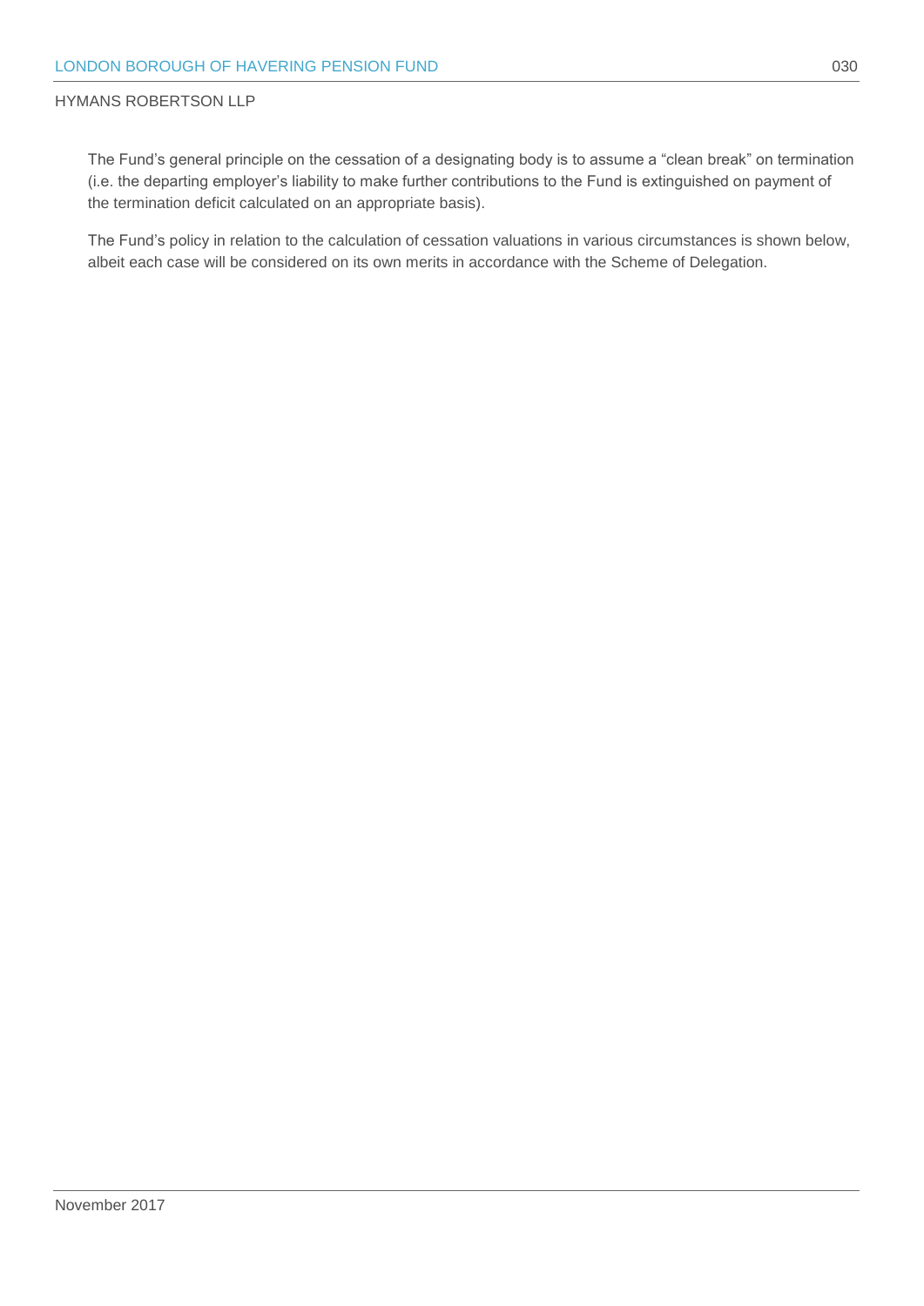The Fund's general principle on the cessation of a designating body is to assume a "clean break" on termination (i.e. the departing employer's liability to make further contributions to the Fund is extinguished on payment of the termination deficit calculated on an appropriate basis).

The Fund's policy in relation to the calculation of cessation valuations in various circumstances is shown below, albeit each case will be considered on its own merits in accordance with the Scheme of Delegation.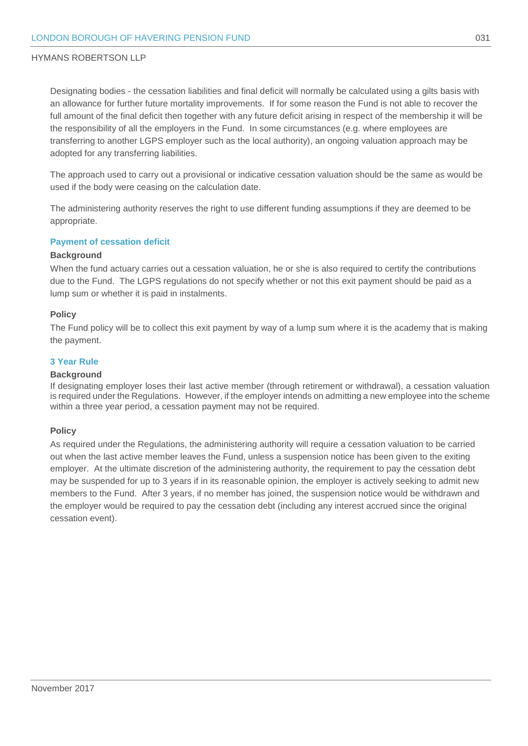Designating bodies - the cessation liabilities and final deficit will normally be calculated using a gilts basis with an allowance for further future mortality improvements. If for some reason the Fund is not able to recover the full amount of the final deficit then together with any future deficit arising in respect of the membership it will be the responsibility of all the employers in the Fund. In some circumstances (e.g. where employees are transferring to another LGPS employer such as the local authority), an ongoing valuation approach may be adopted for any transferring liabilities.

The approach used to carry out a provisional or indicative cessation valuation should be the same as would be used if the body were ceasing on the calculation date.

The administering authority reserves the right to use different funding assumptions if they are deemed to be appropriate.

### Payment of cessation deficit

**Background**

When the fund actuary carries out a cessation valuation, he or she is also required to certify the contributions due to the Fund. The LGPS regulations do not specify whether or not this exit payment should be paid as a lump sum or whether it is paid in instalments.

**Policy**

The Fund policy will be to collect this exit payment by way of a lump sum where it is the academy that is making the payment.

### 3 Year Rule

**Background**

If designating employer loses their last active member (through retirement or withdrawal), a cessation valuation is required under the Regulations. However, if the employer intends on admitting a new employee into the scheme within a three year period, a cessation payment may not be required.

**Policy**

As required under the Regulations, the administering authority will require a cessation valuation to be carried out when the last active member leaves the Fund, unless a suspension notice has been given to the exiting employer. At the ultimate discretion of the administering authority, the requirement to pay the cessation debt may be suspended for up to 3 years if in its reasonable opinion, the employer is actively seeking to admit new members to the Fund. After 3 years, if no member has joined, the suspension notice would be withdrawn and the employer would be required to pay the cessation debt (including any interest accrued since the original cessation event).